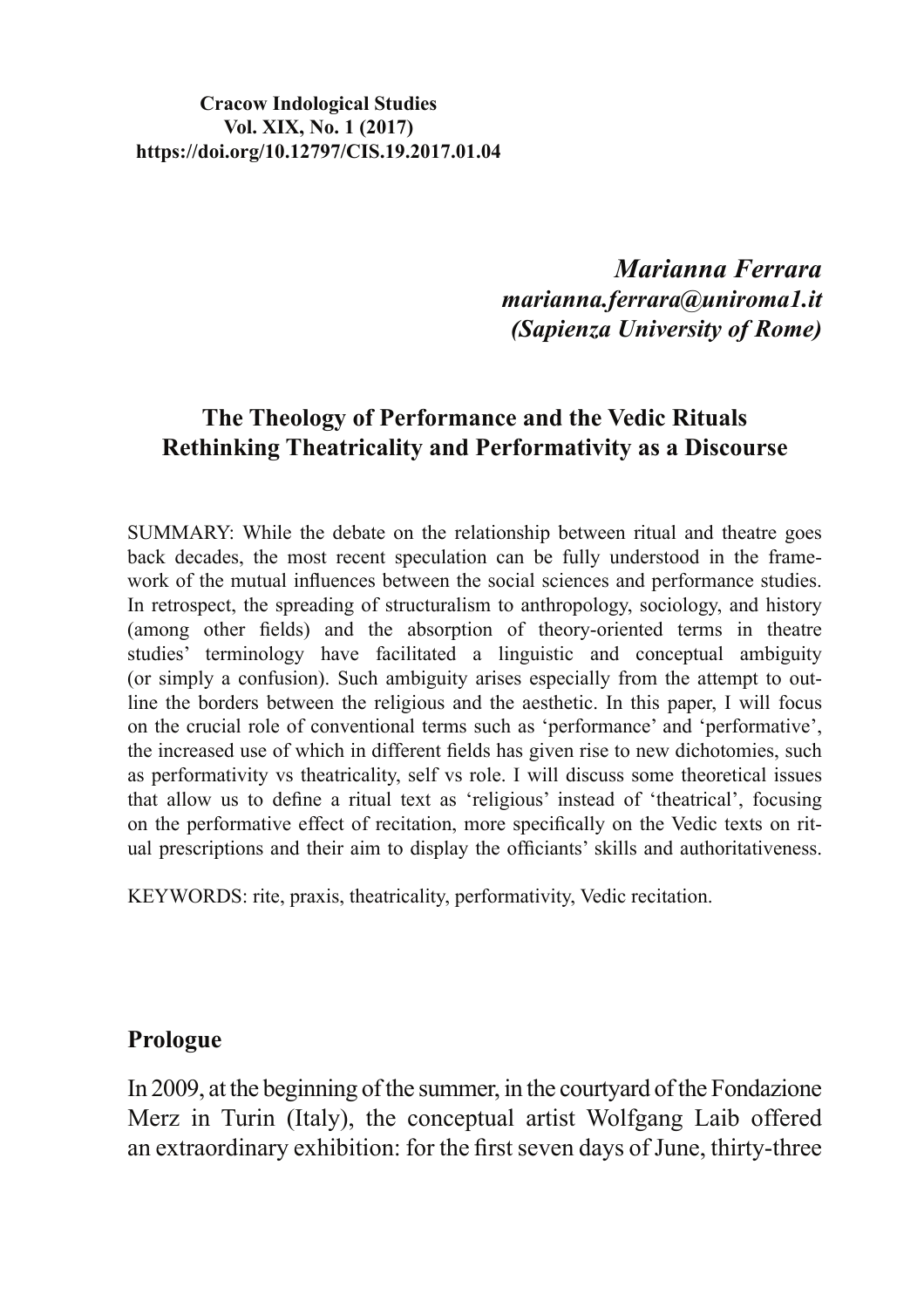**Cracow Indological Studies**
**Vol. XIX, No. 1 (2017)**
**https://doi.org/10.12797/CIS.19.2017.01.04**

***Marianna Ferrara***
***marianna.ferrara@uniroma1.it***
***(Sapienza University of Rome)***

## The Theology of Performance and the Vedic Rituals Rethinking Theatricality and Performativity as a Discourse

SUMMARY: While the debate on the relationship between ritual and theatre goes back decades, the most recent speculation can be fully understood in the framework of the mutual influences between the social sciences and performance studies. In retrospect, the spreading of structuralism to anthropology, sociology, and history (among other fields) and the absorption of theory-oriented terms in theatre studies' terminology have facilitated a linguistic and conceptual ambiguity (or simply a confusion). Such ambiguity arises especially from the attempt to outline the borders between the religious and the aesthetic. In this paper, I will focus on the crucial role of conventional terms such as 'performance' and 'performative', the increased use of which in different fields has given rise to new dichotomies, such as performativity vs theatricality, self vs role. I will discuss some theoretical issues that allow us to define a ritual text as 'religious' instead of 'theatrical', focusing on the performative effect of recitation, more specifically on the Vedic texts on ritual prescriptions and their aim to display the officiants' skills and authoritativeness.

KEYWORDS: rite, praxis, theatricality, performativity, Vedic recitation.

### Prologue

In 2009, at the beginning of the summer, in the courtyard of the Fondazione Merz in Turin (Italy), the conceptual artist Wolfgang Laib offered an extraordinary exhibition: for the first seven days of June, thirty-three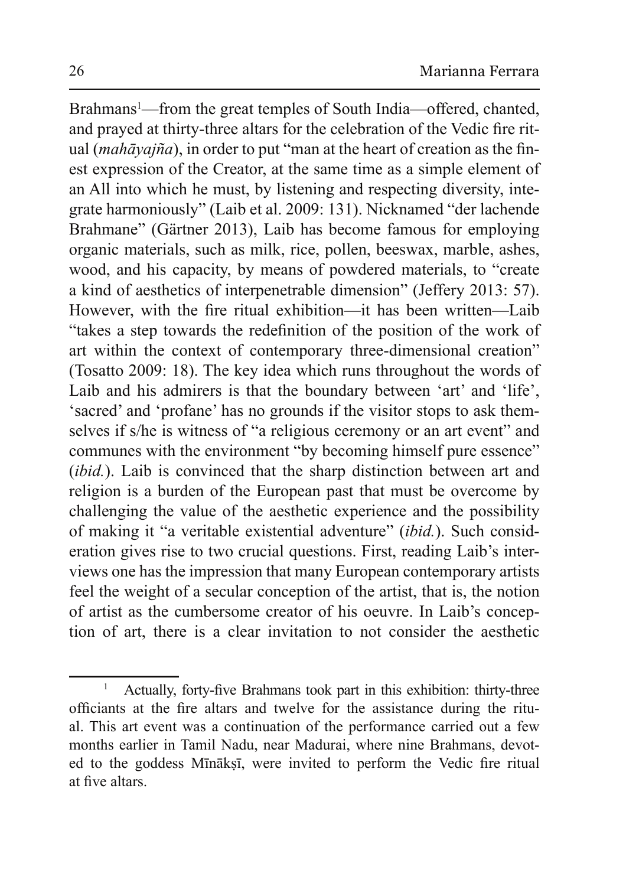Brahmans[1]—from the great temples of South India—offered, chanted, and prayed at thirty-three altars for the celebration of the Vedic fire ritual (*mahāyajña*), in order to put "man at the heart of creation as the finest expression of the Creator, at the same time as a simple element of an All into which he must, by listening and respecting diversity, integrate harmoniously" (Laib et al. 2009: 131). Nicknamed "der lachende Brahmane" (Gärtner 2013), Laib has become famous for employing organic materials, such as milk, rice, pollen, beeswax, marble, ashes, wood, and his capacity, by means of powdered materials, to "create a kind of aesthetics of interpenetrable dimension" (Jeffery 2013: 57). However, with the fire ritual exhibition—it has been written—Laib "takes a step towards the redefinition of the position of the work of art within the context of contemporary three-dimensional creation" (Tosatto 2009: 18). The key idea which runs throughout the words of Laib and his admirers is that the boundary between 'art' and 'life', 'sacred' and 'profane' has no grounds if the visitor stops to ask themselves if s/he is witness of "a religious ceremony or an art event" and communes with the environment "by becoming himself pure essence" (*ibid.*). Laib is convinced that the sharp distinction between art and religion is a burden of the European past that must be overcome by challenging the value of the aesthetic experience and the possibility of making it "a veritable existential adventure" (*ibid.*). Such consideration gives rise to two crucial questions. First, reading Laib's interviews one has the impression that many European contemporary artists feel the weight of a secular conception of the artist, that is, the notion of artist as the cumbersome creator of his oeuvre. In Laib's conception of art, there is a clear invitation to not consider the aesthetic

[1] Actually, forty-five Brahmans took part in this exhibition: thirty-three officiants at the fire altars and twelve for the assistance during the ritual. This art event was a continuation of the performance carried out a few months earlier in Tamil Nadu, near Madurai, where nine Brahmans, devoted to the goddess Mīnākṣī, were invited to perform the Vedic fire ritual at five altars.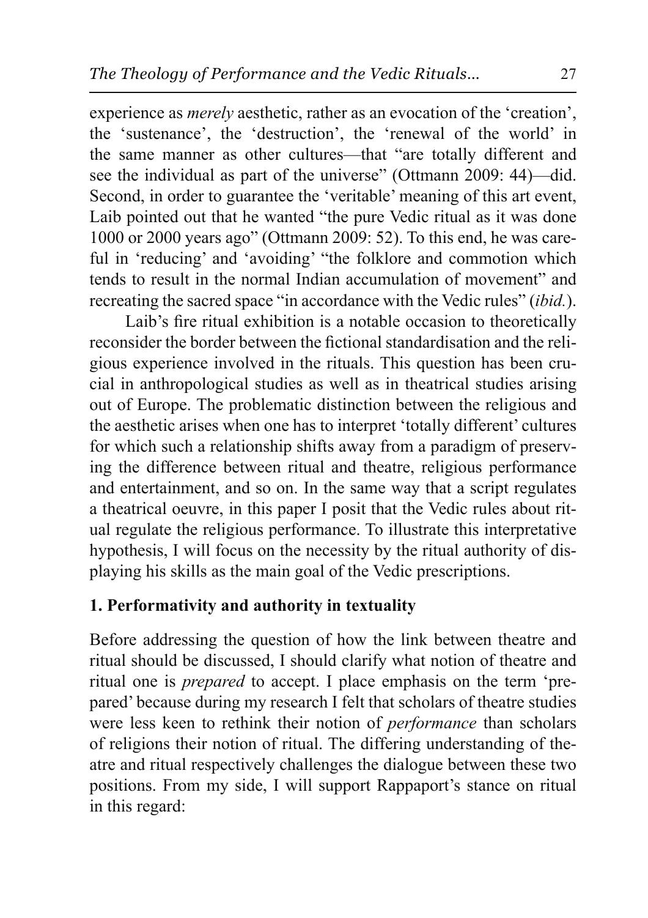experience as *merely* aesthetic, rather as an evocation of the 'creation', the 'sustenance', the 'destruction', the 'renewal of the world' in the same manner as other cultures—that "are totally different and see the individual as part of the universe" (Ottmann 2009: 44)—did. Second, in order to guarantee the 'veritable' meaning of this art event, Laib pointed out that he wanted "the pure Vedic ritual as it was done 1000 or 2000 years ago" (Ottmann 2009: 52). To this end, he was careful in 'reducing' and 'avoiding' "the folklore and commotion which tends to result in the normal Indian accumulation of movement" and recreating the sacred space "in accordance with the Vedic rules" (*ibid.*).

Laib's fire ritual exhibition is a notable occasion to theoretically reconsider the border between the fictional standardisation and the religious experience involved in the rituals. This question has been crucial in anthropological studies as well as in theatrical studies arising out of Europe. The problematic distinction between the religious and the aesthetic arises when one has to interpret 'totally different' cultures for which such a relationship shifts away from a paradigm of preserving the difference between ritual and theatre, religious performance and entertainment, and so on. In the same way that a script regulates a theatrical oeuvre, in this paper I posit that the Vedic rules about ritual regulate the religious performance. To illustrate this interpretative hypothesis, I will focus on the necessity by the ritual authority of displaying his skills as the main goal of the Vedic prescriptions.

## 1. Performativity and authority in textuality

Before addressing the question of how the link between theatre and ritual should be discussed, I should clarify what notion of theatre and ritual one is *prepared* to accept. I place emphasis on the term 'prepared' because during my research I felt that scholars of theatre studies were less keen to rethink their notion of *performance* than scholars of religions their notion of ritual. The differing understanding of theatre and ritual respectively challenges the dialogue between these two positions. From my side, I will support Rappaport's stance on ritual in this regard: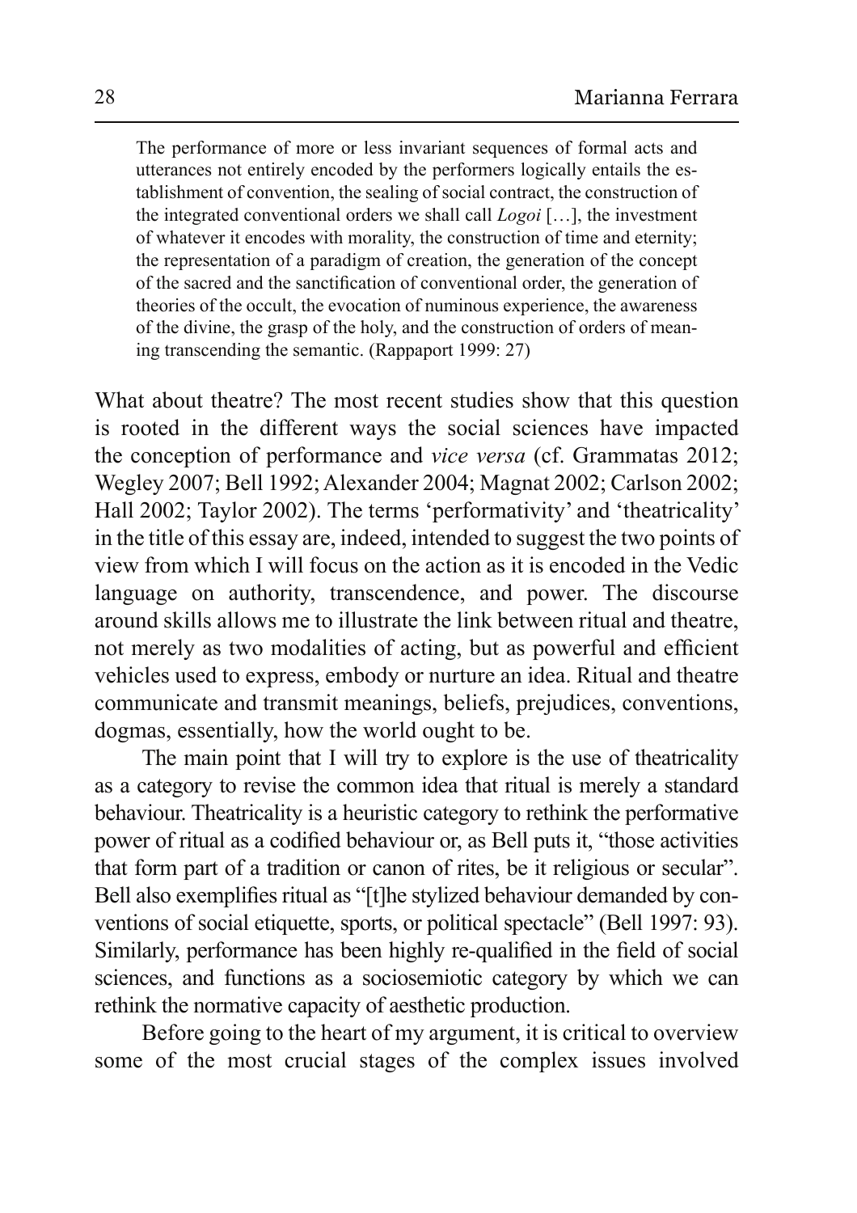> The performance of more or less invariant sequences of formal acts and utterances not entirely encoded by the performers logically entails the establishment of convention, the sealing of social contract, the construction of the integrated conventional orders we shall call *Logoi* […], the investment of whatever it encodes with morality, the construction of time and eternity; the representation of a paradigm of creation, the generation of the concept of the sacred and the sanctification of conventional order, the generation of theories of the occult, the evocation of numinous experience, the awareness of the divine, the grasp of the holy, and the construction of orders of meaning transcending the semantic. (Rappaport 1999: 27)

What about theatre? The most recent studies show that this question is rooted in the different ways the social sciences have impacted the conception of performance and *vice versa* (cf. Grammatas 2012; Wegley 2007; Bell 1992; Alexander 2004; Magnat 2002; Carlson 2002; Hall 2002; Taylor 2002). The terms 'performativity' and 'theatricality' in the title of this essay are, indeed, intended to suggest the two points of view from which I will focus on the action as it is encoded in the Vedic language on authority, transcendence, and power. The discourse around skills allows me to illustrate the link between ritual and theatre, not merely as two modalities of acting, but as powerful and efficient vehicles used to express, embody or nurture an idea. Ritual and theatre communicate and transmit meanings, beliefs, prejudices, conventions, dogmas, essentially, how the world ought to be.

The main point that I will try to explore is the use of theatricality as a category to revise the common idea that ritual is merely a standard behaviour. Theatricality is a heuristic category to rethink the performative power of ritual as a codified behaviour or, as Bell puts it, "those activities that form part of a tradition or canon of rites, be it religious or secular". Bell also exemplifies ritual as "[t]he stylized behaviour demanded by conventions of social etiquette, sports, or political spectacle" (Bell 1997: 93). Similarly, performance has been highly re-qualified in the field of social sciences, and functions as a sociosemiotic category by which we can rethink the normative capacity of aesthetic production.

Before going to the heart of my argument, it is critical to overview some of the most crucial stages of the complex issues involved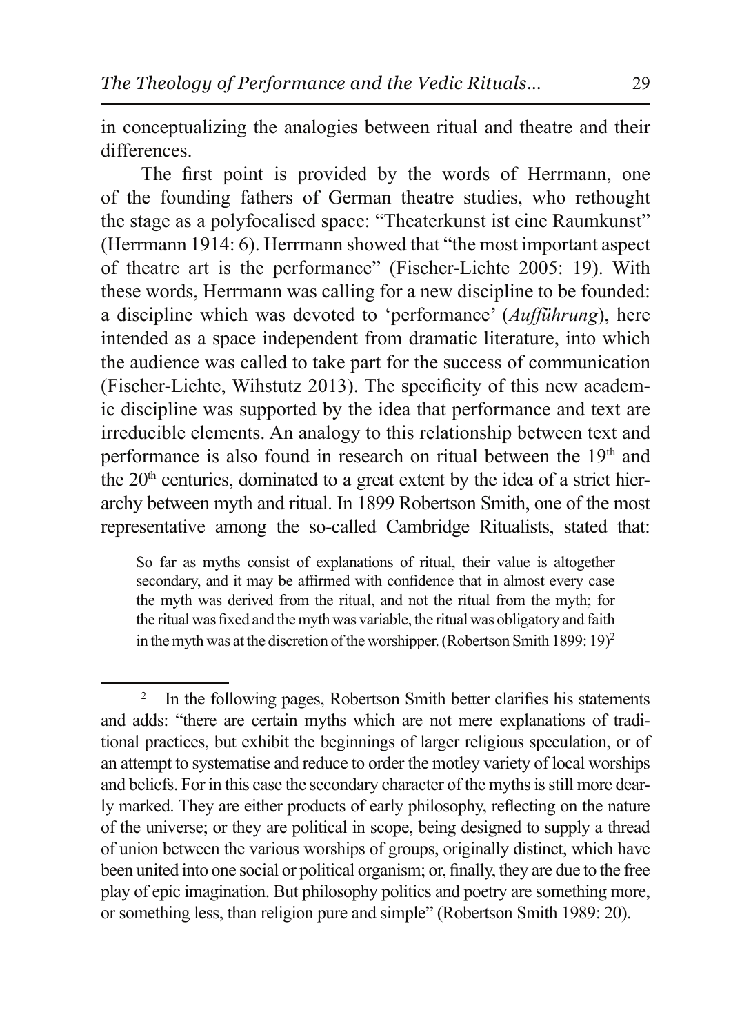in conceptualizing the analogies between ritual and theatre and their differences.

The first point is provided by the words of Herrmann, one of the founding fathers of German theatre studies, who rethought the stage as a polyfocalised space: "Theaterkunst ist eine Raumkunst" (Herrmann 1914: 6). Herrmann showed that "the most important aspect of theatre art is the performance" (Fischer-Lichte 2005: 19). With these words, Herrmann was calling for a new discipline to be founded: a discipline which was devoted to 'performance' (*Aufführung*), here intended as a space independent from dramatic literature, into which the audience was called to take part for the success of communication (Fischer-Lichte, Wihstutz 2013). The specificity of this new academic discipline was supported by the idea that performance and text are irreducible elements. An analogy to this relationship between text and performance is also found in research on ritual between the 19th and the 20th centuries, dominated to a great extent by the idea of a strict hierarchy between myth and ritual. In 1899 Robertson Smith, one of the most representative among the so-called Cambridge Ritualists, stated that:

> So far as myths consist of explanations of ritual, their value is altogether secondary, and it may be affirmed with confidence that in almost every case the myth was derived from the ritual, and not the ritual from the myth; for the ritual was fixed and the myth was variable, the ritual was obligatory and faith in the myth was at the discretion of the worshipper. (Robertson Smith 1899: 19)[2]

---

[2] In the following pages, Robertson Smith better clarifies his statements and adds: "there are certain myths which are not mere explanations of traditional practices, but exhibit the beginnings of larger religious speculation, or of an attempt to systematise and reduce to order the motley variety of local worships and beliefs. For in this case the secondary character of the myths is still more dearly marked. They are either products of early philosophy, reflecting on the nature of the universe; or they are political in scope, being designed to supply a thread of union between the various worships of groups, originally distinct, which have been united into one social or political organism; or, finally, they are due to the free play of epic imagination. But philosophy politics and poetry are something more, or something less, than religion pure and simple" (Robertson Smith 1989: 20).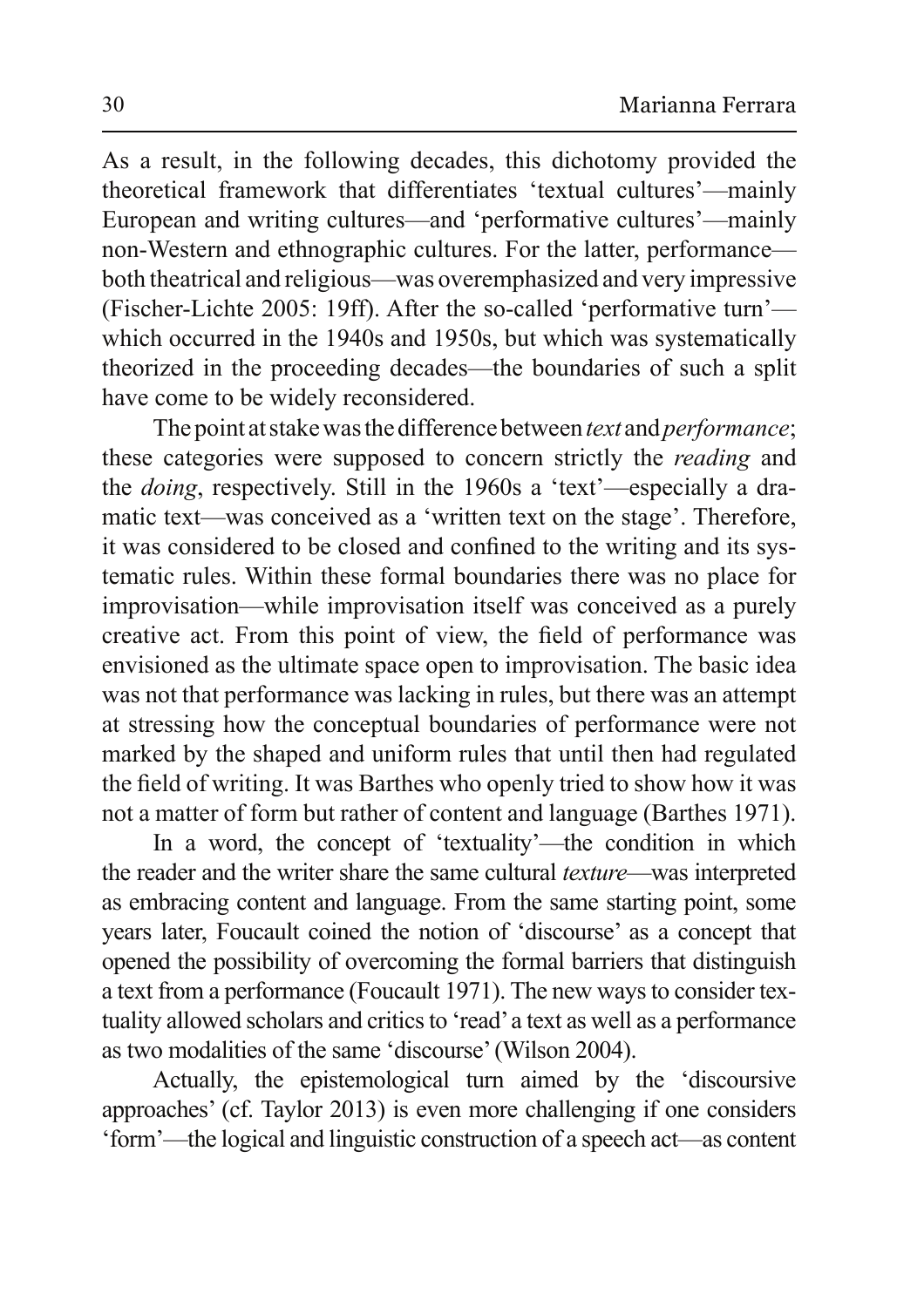As a result, in the following decades, this dichotomy provided the theoretical framework that differentiates 'textual cultures'—mainly European and writing cultures—and 'performative cultures'—mainly non-Western and ethnographic cultures. For the latter, performance—both theatrical and religious—was overemphasized and very impressive (Fischer-Lichte 2005: 19ff). After the so-called 'performative turn'—which occurred in the 1940s and 1950s, but which was systematically theorized in the proceeding decades—the boundaries of such a split have come to be widely reconsidered.

The point at stake was the difference between *text* and *performance*; these categories were supposed to concern strictly the *reading* and the *doing*, respectively. Still in the 1960s a 'text'—especially a dramatic text—was conceived as a 'written text on the stage'. Therefore, it was considered to be closed and confined to the writing and its systematic rules. Within these formal boundaries there was no place for improvisation—while improvisation itself was conceived as a purely creative act. From this point of view, the field of performance was envisioned as the ultimate space open to improvisation. The basic idea was not that performance was lacking in rules, but there was an attempt at stressing how the conceptual boundaries of performance were not marked by the shaped and uniform rules that until then had regulated the field of writing. It was Barthes who openly tried to show how it was not a matter of form but rather of content and language (Barthes 1971).

In a word, the concept of 'textuality'—the condition in which the reader and the writer share the same cultural *texture*—was interpreted as embracing content and language. From the same starting point, some years later, Foucault coined the notion of 'discourse' as a concept that opened the possibility of overcoming the formal barriers that distinguish a text from a performance (Foucault 1971). The new ways to consider textuality allowed scholars and critics to 'read' a text as well as a performance as two modalities of the same 'discourse' (Wilson 2004).

Actually, the epistemological turn aimed by the 'discoursive approaches' (cf. Taylor 2013) is even more challenging if one considers 'form'—the logical and linguistic construction of a speech act—as content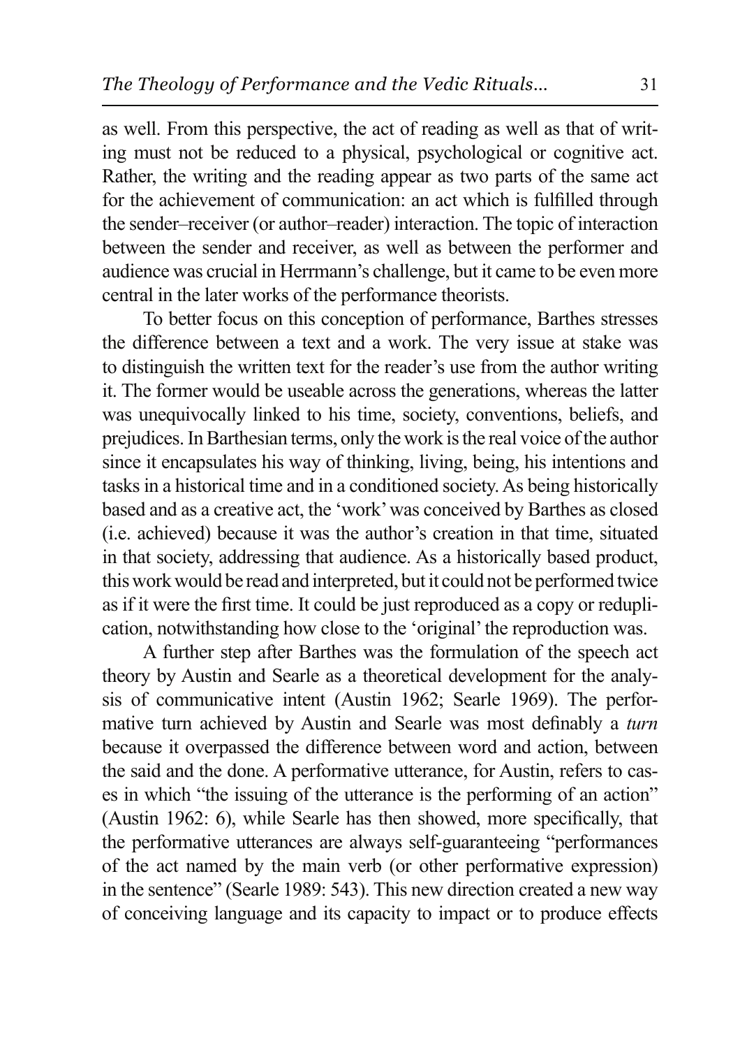as well. From this perspective, the act of reading as well as that of writing must not be reduced to a physical, psychological or cognitive act. Rather, the writing and the reading appear as two parts of the same act for the achievement of communication: an act which is fulfilled through the sender–receiver (or author–reader) interaction. The topic of interaction between the sender and receiver, as well as between the performer and audience was crucial in Herrmann's challenge, but it came to be even more central in the later works of the performance theorists.

To better focus on this conception of performance, Barthes stresses the difference between a text and a work. The very issue at stake was to distinguish the written text for the reader's use from the author writing it. The former would be useable across the generations, whereas the latter was unequivocally linked to his time, society, conventions, beliefs, and prejudices. In Barthesian terms, only the work is the real voice of the author since it encapsulates his way of thinking, living, being, his intentions and tasks in a historical time and in a conditioned society. As being historically based and as a creative act, the 'work' was conceived by Barthes as closed (i.e. achieved) because it was the author's creation in that time, situated in that society, addressing that audience. As a historically based product, this work would be read and interpreted, but it could not be performed twice as if it were the first time. It could be just reproduced as a copy or reduplication, notwithstanding how close to the 'original' the reproduction was.

A further step after Barthes was the formulation of the speech act theory by Austin and Searle as a theoretical development for the analysis of communicative intent (Austin 1962; Searle 1969). The performative turn achieved by Austin and Searle was most definably a *turn* because it overpassed the difference between word and action, between the said and the done. A performative utterance, for Austin, refers to cases in which "the issuing of the utterance is the performing of an action" (Austin 1962: 6), while Searle has then showed, more specifically, that the performative utterances are always self-guaranteeing "performances of the act named by the main verb (or other performative expression) in the sentence" (Searle 1989: 543). This new direction created a new way of conceiving language and its capacity to impact or to produce effects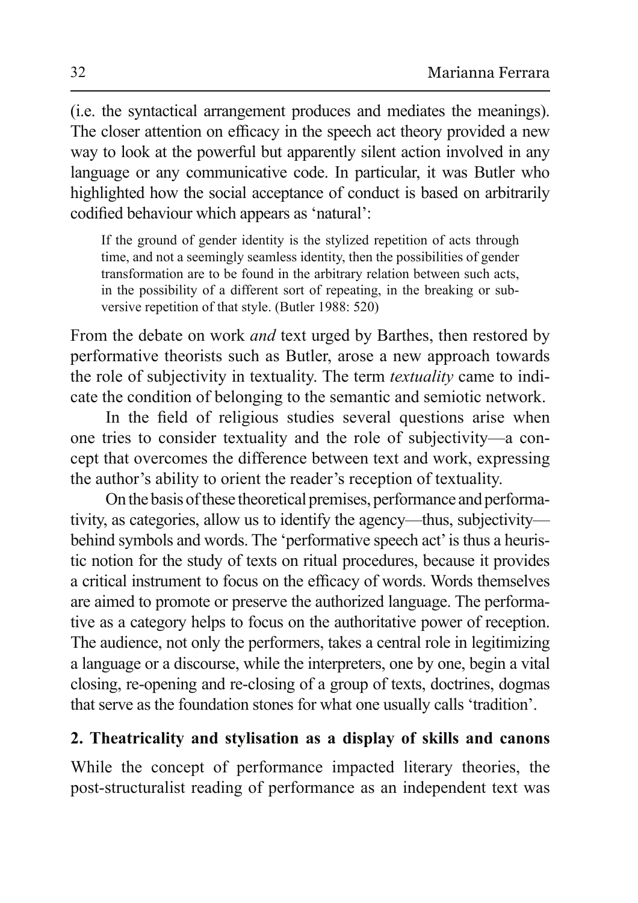(i.e. the syntactical arrangement produces and mediates the meanings). The closer attention on efficacy in the speech act theory provided a new way to look at the powerful but apparently silent action involved in any language or any communicative code. In particular, it was Butler who highlighted how the social acceptance of conduct is based on arbitrarily codified behaviour which appears as 'natural':

> If the ground of gender identity is the stylized repetition of acts through time, and not a seemingly seamless identity, then the possibilities of gender transformation are to be found in the arbitrary relation between such acts, in the possibility of a different sort of repeating, in the breaking or subversive repetition of that style. (Butler 1988: 520)

From the debate on work *and* text urged by Barthes, then restored by performative theorists such as Butler, arose a new approach towards the role of subjectivity in textuality. The term *textuality* came to indicate the condition of belonging to the semantic and semiotic network.

In the field of religious studies several questions arise when one tries to consider textuality and the role of subjectivity—a concept that overcomes the difference between text and work, expressing the author's ability to orient the reader's reception of textuality.

On the basis of these theoretical premises, performance and performativity, as categories, allow us to identify the agency—thus, subjectivity—behind symbols and words. The 'performative speech act' is thus a heuristic notion for the study of texts on ritual procedures, because it provides a critical instrument to focus on the efficacy of words. Words themselves are aimed to promote or preserve the authorized language. The performative as a category helps to focus on the authoritative power of reception. The audience, not only the performers, takes a central role in legitimizing a language or a discourse, while the interpreters, one by one, begin a vital closing, re-opening and re-closing of a group of texts, doctrines, dogmas that serve as the foundation stones for what one usually calls 'tradition'.

## 2. Theatricality and stylisation as a display of skills and canons

While the concept of performance impacted literary theories, the post-structuralist reading of performance as an independent text was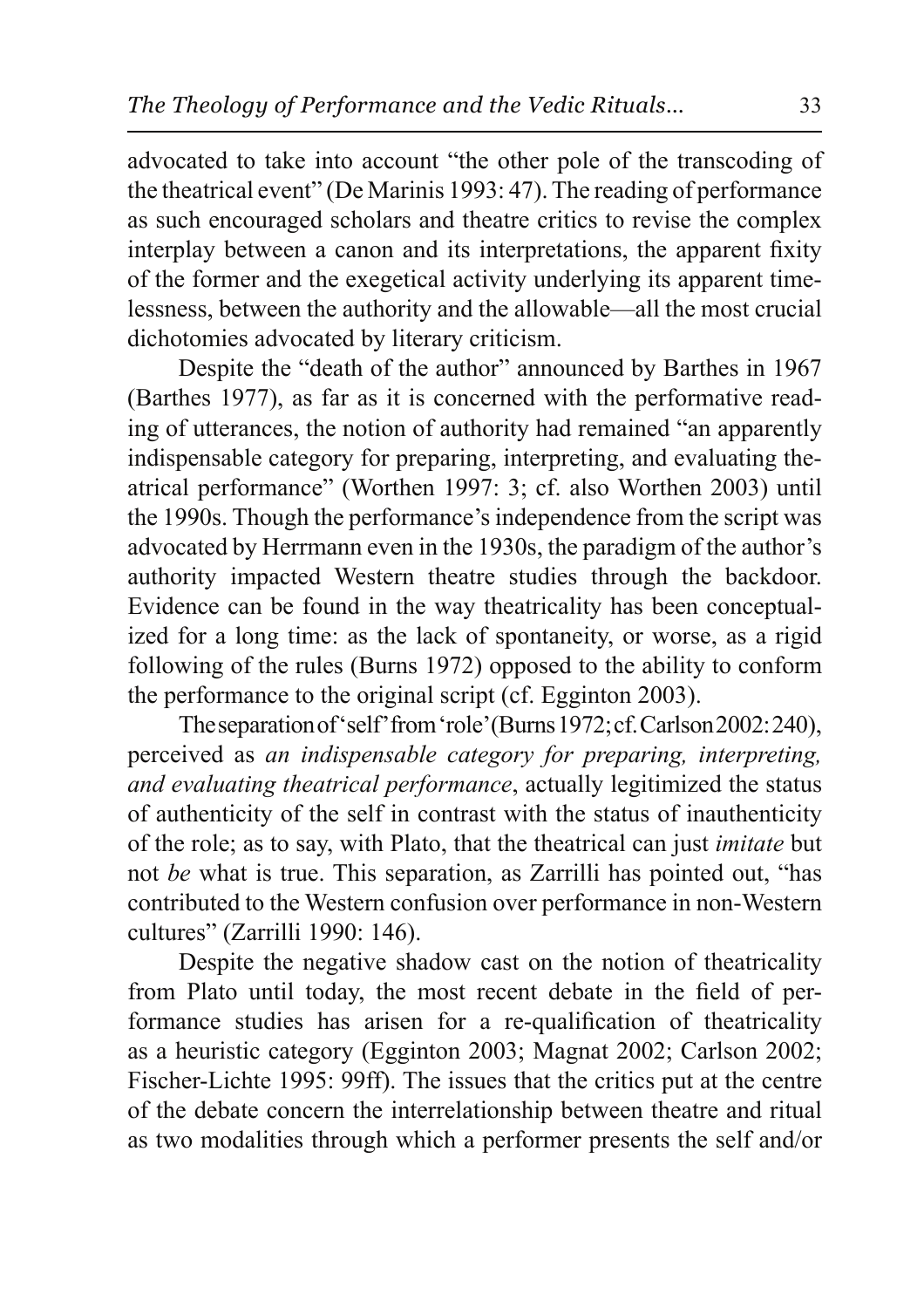advocated to take into account "the other pole of the transcoding of the theatrical event" (De Marinis 1993: 47). The reading of performance as such encouraged scholars and theatre critics to revise the complex interplay between a canon and its interpretations, the apparent fixity of the former and the exegetical activity underlying its apparent timelessness, between the authority and the allowable—all the most crucial dichotomies advocated by literary criticism.

Despite the "death of the author" announced by Barthes in 1967 (Barthes 1977), as far as it is concerned with the performative reading of utterances, the notion of authority had remained "an apparently indispensable category for preparing, interpreting, and evaluating theatrical performance" (Worthen 1997: 3; cf. also Worthen 2003) until the 1990s. Though the performance's independence from the script was advocated by Herrmann even in the 1930s, the paradigm of the author's authority impacted Western theatre studies through the backdoor. Evidence can be found in the way theatricality has been conceptualized for a long time: as the lack of spontaneity, or worse, as a rigid following of the rules (Burns 1972) opposed to the ability to conform the performance to the original script (cf. Egginton 2003).

The separation of 'self' from 'role' (Burns 1972; cf. Carlson 2002: 240), perceived as *an indispensable category for preparing, interpreting, and evaluating theatrical performance*, actually legitimized the status of authenticity of the self in contrast with the status of inauthenticity of the role; as to say, with Plato, that the theatrical can just *imitate* but not *be* what is true. This separation, as Zarrilli has pointed out, "has contributed to the Western confusion over performance in non-Western cultures" (Zarrilli 1990: 146).

Despite the negative shadow cast on the notion of theatricality from Plato until today, the most recent debate in the field of performance studies has arisen for a re-qualification of theatricality as a heuristic category (Egginton 2003; Magnat 2002; Carlson 2002; Fischer-Lichte 1995: 99ff). The issues that the critics put at the centre of the debate concern the interrelationship between theatre and ritual as two modalities through which a performer presents the self and/or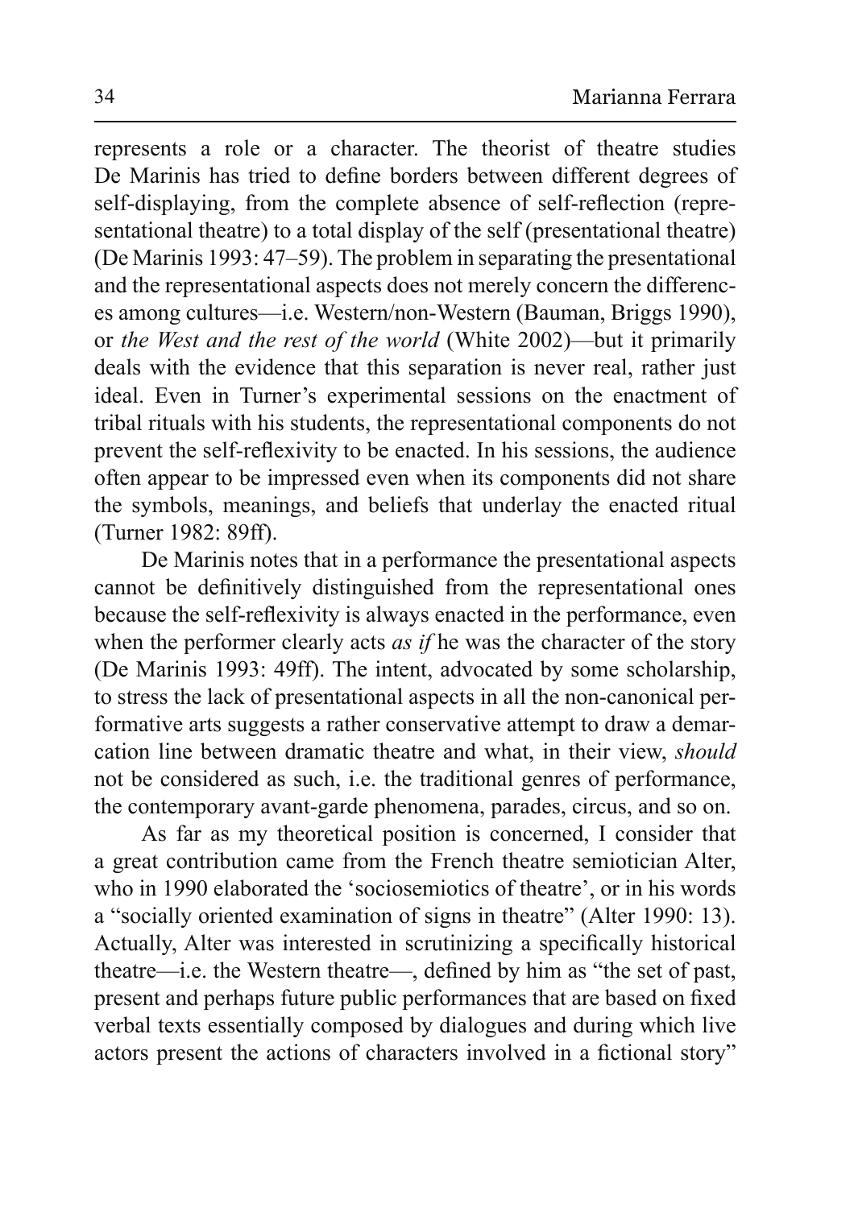represents a role or a character. The theorist of theatre studies De Marinis has tried to define borders between different degrees of self-displaying, from the complete absence of self-reflection (representational theatre) to a total display of the self (presentational theatre) (De Marinis 1993: 47–59). The problem in separating the presentational and the representational aspects does not merely concern the differences among cultures—i.e. Western/non-Western (Bauman, Briggs 1990), or *the West and the rest of the world* (White 2002)—but it primarily deals with the evidence that this separation is never real, rather just ideal. Even in Turner's experimental sessions on the enactment of tribal rituals with his students, the representational components do not prevent the self-reflexivity to be enacted. In his sessions, the audience often appear to be impressed even when its components did not share the symbols, meanings, and beliefs that underlay the enacted ritual (Turner 1982: 89ff).

De Marinis notes that in a performance the presentational aspects cannot be definitively distinguished from the representational ones because the self-reflexivity is always enacted in the performance, even when the performer clearly acts *as if* he was the character of the story (De Marinis 1993: 49ff). The intent, advocated by some scholarship, to stress the lack of presentational aspects in all the non-canonical performative arts suggests a rather conservative attempt to draw a demarcation line between dramatic theatre and what, in their view, *should* not be considered as such, i.e. the traditional genres of performance, the contemporary avant-garde phenomena, parades, circus, and so on.

As far as my theoretical position is concerned, I consider that a great contribution came from the French theatre semiotician Alter, who in 1990 elaborated the 'sociosemiotics of theatre', or in his words a "socially oriented examination of signs in theatre" (Alter 1990: 13). Actually, Alter was interested in scrutinizing a specifically historical theatre—i.e. the Western theatre—, defined by him as "the set of past, present and perhaps future public performances that are based on fixed verbal texts essentially composed by dialogues and during which live actors present the actions of characters involved in a fictional story"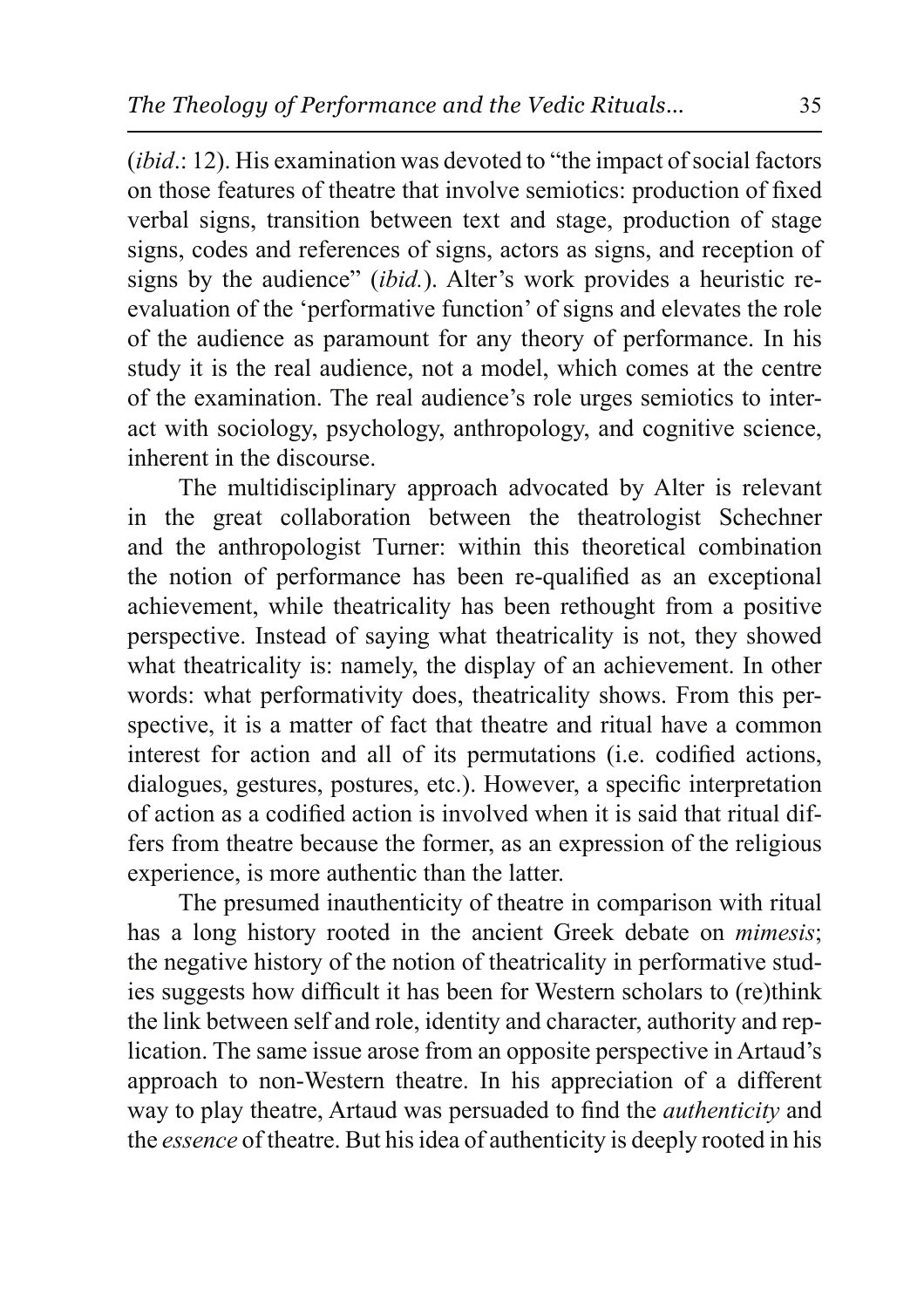(*ibid*.: 12). His examination was devoted to "the impact of social factors on those features of theatre that involve semiotics: production of fixed verbal signs, transition between text and stage, production of stage signs, codes and references of signs, actors as signs, and reception of signs by the audience" (*ibid.*). Alter's work provides a heuristic re-evaluation of the 'performative function' of signs and elevates the role of the audience as paramount for any theory of performance. In his study it is the real audience, not a model, which comes at the centre of the examination. The real audience's role urges semiotics to interact with sociology, psychology, anthropology, and cognitive science, inherent in the discourse.

The multidisciplinary approach advocated by Alter is relevant in the great collaboration between the theatrologist Schechner and the anthropologist Turner: within this theoretical combination the notion of performance has been re-qualified as an exceptional achievement, while theatricality has been rethought from a positive perspective. Instead of saying what theatricality is not, they showed what theatricality is: namely, the display of an achievement. In other words: what performativity does, theatricality shows. From this perspective, it is a matter of fact that theatre and ritual have a common interest for action and all of its permutations (i.e. codified actions, dialogues, gestures, postures, etc.). However, a specific interpretation of action as a codified action is involved when it is said that ritual differs from theatre because the former, as an expression of the religious experience, is more authentic than the latter.

The presumed inauthenticity of theatre in comparison with ritual has a long history rooted in the ancient Greek debate on *mimesis*; the negative history of the notion of theatricality in performative studies suggests how difficult it has been for Western scholars to (re)think the link between self and role, identity and character, authority and replication. The same issue arose from an opposite perspective in Artaud's approach to non-Western theatre. In his appreciation of a different way to play theatre, Artaud was persuaded to find the *authenticity* and the *essence* of theatre. But his idea of authenticity is deeply rooted in his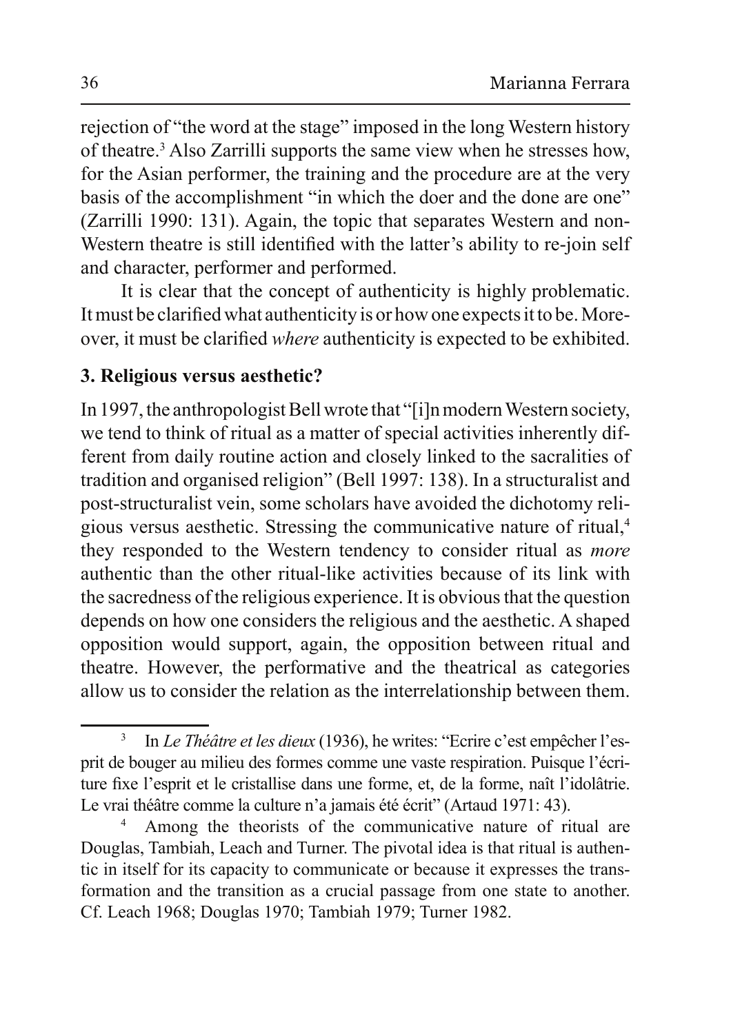rejection of "the word at the stage" imposed in the long Western history of theatre.[3] Also Zarrilli supports the same view when he stresses how, for the Asian performer, the training and the procedure are at the very basis of the accomplishment "in which the doer and the done are one" (Zarrilli 1990: 131). Again, the topic that separates Western and non-Western theatre is still identified with the latter's ability to re-join self and character, performer and performed.

It is clear that the concept of authenticity is highly problematic. It must be clarified what authenticity is or how one expects it to be. Moreover, it must be clarified *where* authenticity is expected to be exhibited.

### 3. Religious versus aesthetic?

In 1997, the anthropologist Bell wrote that "[i]n modern Western society, we tend to think of ritual as a matter of special activities inherently different from daily routine action and closely linked to the sacralities of tradition and organised religion" (Bell 1997: 138). In a structuralist and post-structuralist vein, some scholars have avoided the dichotomy religious versus aesthetic. Stressing the communicative nature of ritual,[4] they responded to the Western tendency to consider ritual as *more* authentic than the other ritual-like activities because of its link with the sacredness of the religious experience. It is obvious that the question depends on how one considers the religious and the aesthetic. A shaped opposition would support, again, the opposition between ritual and theatre. However, the performative and the theatrical as categories allow us to consider the relation as the interrelationship between them.

---

[3] In *Le Théâtre et les dieux* (1936), he writes: "Ecrire c'est empêcher l'esprit de bouger au milieu des formes comme une vaste respiration. Puisque l'écriture fixe l'esprit et le cristallise dans une forme, et, de la forme, naît l'idolâtrie. Le vrai théâtre comme la culture n'a jamais été écrit" (Artaud 1971: 43).

[4] Among the theorists of the communicative nature of ritual are Douglas, Tambiah, Leach and Turner. The pivotal idea is that ritual is authentic in itself for its capacity to communicate or because it expresses the transformation and the transition as a crucial passage from one state to another. Cf. Leach 1968; Douglas 1970; Tambiah 1979; Turner 1982.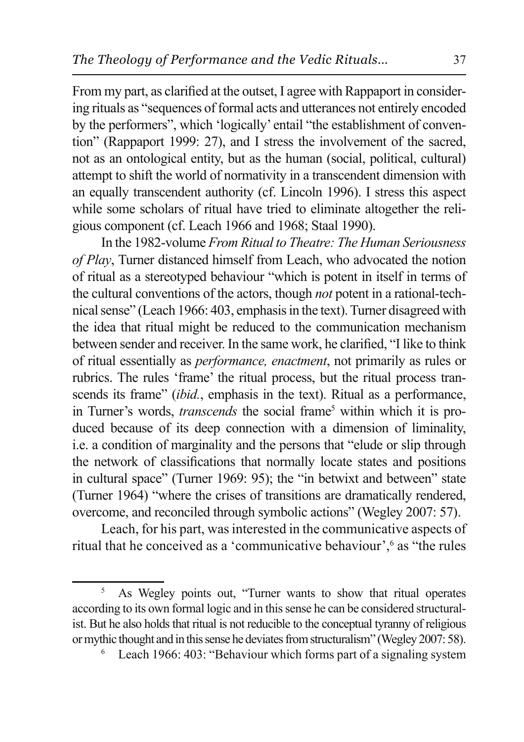From my part, as clarified at the outset, I agree with Rappaport in considering rituals as "sequences of formal acts and utterances not entirely encoded by the performers", which 'logically' entail "the establishment of convention" (Rappaport 1999: 27), and I stress the involvement of the sacred, not as an ontological entity, but as the human (social, political, cultural) attempt to shift the world of normativity in a transcendent dimension with an equally transcendent authority (cf. Lincoln 1996). I stress this aspect while some scholars of ritual have tried to eliminate altogether the religious component (cf. Leach 1966 and 1968; Staal 1990).

In the 1982-volume *From Ritual to Theatre: The Human Seriousness of Play*, Turner distanced himself from Leach, who advocated the notion of ritual as a stereotyped behaviour "which is potent in itself in terms of the cultural conventions of the actors, though *not* potent in a rational-technical sense" (Leach 1966: 403, emphasis in the text). Turner disagreed with the idea that ritual might be reduced to the communication mechanism between sender and receiver. In the same work, he clarified, "I like to think of ritual essentially as *performance, enactment*, not primarily as rules or rubrics. The rules 'frame' the ritual process, but the ritual process transcends its frame" (*ibid.*, emphasis in the text). Ritual as a performance, in Turner's words, *transcends* the social frame[5] within which it is produced because of its deep connection with a dimension of liminality, i.e. a condition of marginality and the persons that "elude or slip through the network of classifications that normally locate states and positions in cultural space" (Turner 1969: 95); the "in betwixt and between" state (Turner 1964) "where the crises of transitions are dramatically rendered, overcome, and reconciled through symbolic actions" (Wegley 2007: 57).

Leach, for his part, was interested in the communicative aspects of ritual that he conceived as a 'communicative behaviour',[6] as "the rules

---

[5] As Wegley points out, "Turner wants to show that ritual operates according to its own formal logic and in this sense he can be considered structuralist. But he also holds that ritual is not reducible to the conceptual tyranny of religious or mythic thought and in this sense he deviates from structuralism" (Wegley 2007: 58).

[6] Leach 1966: 403: "Behaviour which forms part of a signaling system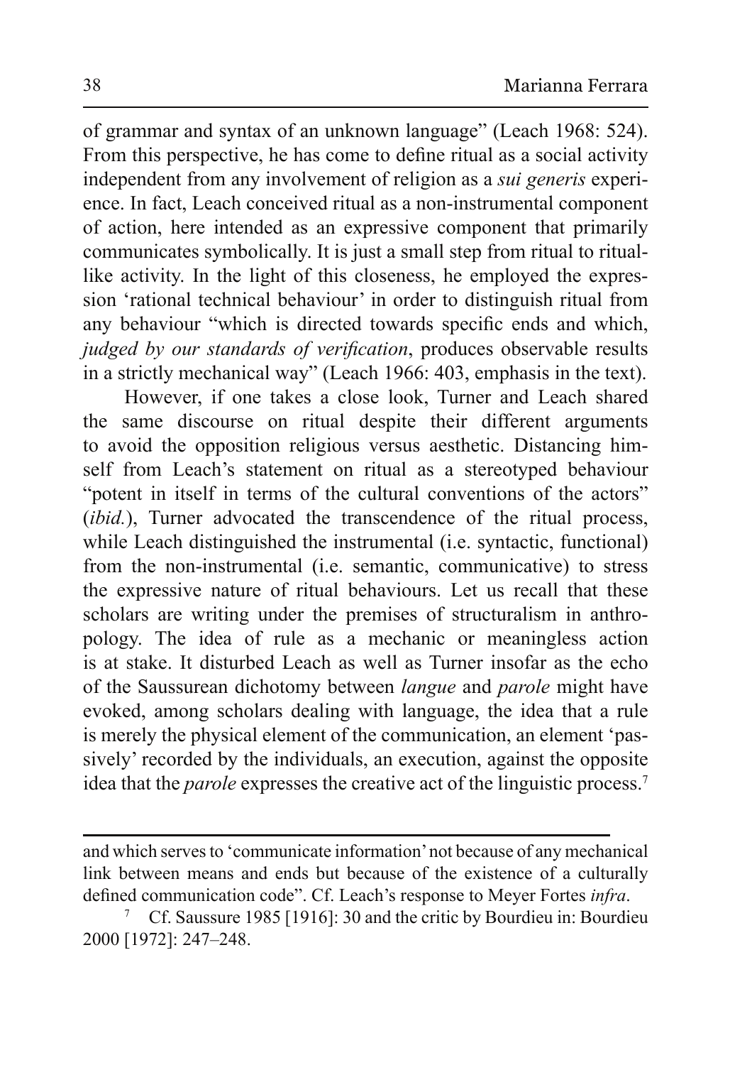of grammar and syntax of an unknown language" (Leach 1968: 524). From this perspective, he has come to define ritual as a social activity independent from any involvement of religion as a *sui generis* experience. In fact, Leach conceived ritual as a non-instrumental component of action, here intended as an expressive component that primarily communicates symbolically. It is just a small step from ritual to ritual-like activity. In the light of this closeness, he employed the expression 'rational technical behaviour' in order to distinguish ritual from any behaviour "which is directed towards specific ends and which, *judged by our standards of verification*, produces observable results in a strictly mechanical way" (Leach 1966: 403, emphasis in the text).

However, if one takes a close look, Turner and Leach shared the same discourse on ritual despite their different arguments to avoid the opposition religious versus aesthetic. Distancing himself from Leach's statement on ritual as a stereotyped behaviour "potent in itself in terms of the cultural conventions of the actors" (*ibid.*), Turner advocated the transcendence of the ritual process, while Leach distinguished the instrumental (i.e. syntactic, functional) from the non-instrumental (i.e. semantic, communicative) to stress the expressive nature of ritual behaviours. Let us recall that these scholars are writing under the premises of structuralism in anthropology. The idea of rule as a mechanic or meaningless action is at stake. It disturbed Leach as well as Turner insofar as the echo of the Saussurean dichotomy between *langue* and *parole* might have evoked, among scholars dealing with language, the idea that a rule is merely the physical element of the communication, an element 'passively' recorded by the individuals, an execution, against the opposite idea that the *parole* expresses the creative act of the linguistic process.[7]

---

and which serves to 'communicate information' not because of any mechanical link between means and ends but because of the existence of a culturally defined communication code". Cf. Leach's response to Meyer Fortes *infra*.

[7] Cf. Saussure 1985 [1916]: 30 and the critic by Bourdieu in: Bourdieu 2000 [1972]: 247–248.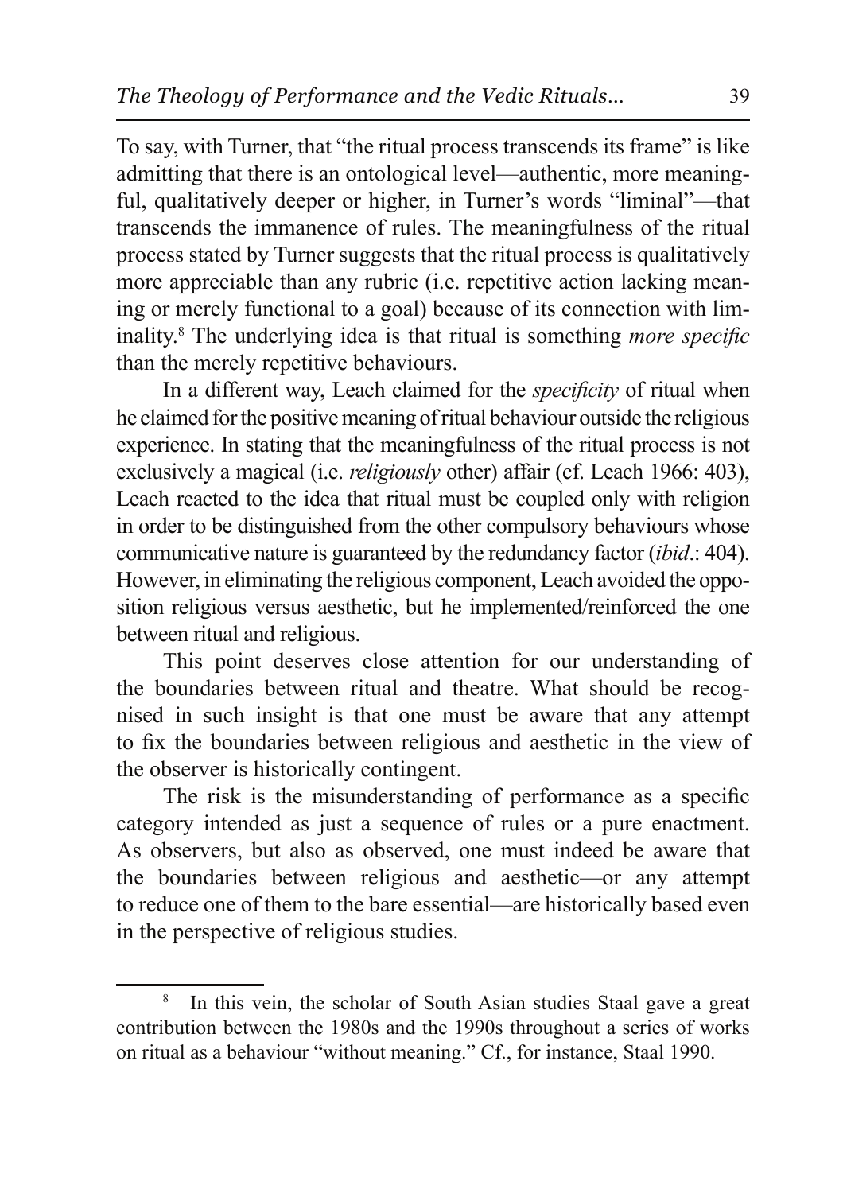To say, with Turner, that "the ritual process transcends its frame" is like admitting that there is an ontological level—authentic, more meaningful, qualitatively deeper or higher, in Turner's words "liminal"—that transcends the immanence of rules. The meaningfulness of the ritual process stated by Turner suggests that the ritual process is qualitatively more appreciable than any rubric (i.e. repetitive action lacking meaning or merely functional to a goal) because of its connection with liminality.[8] The underlying idea is that ritual is something *more specific* than the merely repetitive behaviours.

In a different way, Leach claimed for the *specificity* of ritual when he claimed for the positive meaning of ritual behaviour outside the religious experience. In stating that the meaningfulness of the ritual process is not exclusively a magical (i.e. *religiously* other) affair (cf. Leach 1966: 403), Leach reacted to the idea that ritual must be coupled only with religion in order to be distinguished from the other compulsory behaviours whose communicative nature is guaranteed by the redundancy factor (*ibid*.: 404). However, in eliminating the religious component, Leach avoided the opposition religious versus aesthetic, but he implemented/reinforced the one between ritual and religious.

This point deserves close attention for our understanding of the boundaries between ritual and theatre. What should be recognised in such insight is that one must be aware that any attempt to fix the boundaries between religious and aesthetic in the view of the observer is historically contingent.

The risk is the misunderstanding of performance as a specific category intended as just a sequence of rules or a pure enactment. As observers, but also as observed, one must indeed be aware that the boundaries between religious and aesthetic—or any attempt to reduce one of them to the bare essential—are historically based even in the perspective of religious studies.

[8] In this vein, the scholar of South Asian studies Staal gave a great contribution between the 1980s and the 1990s throughout a series of works on ritual as a behaviour "without meaning." Cf., for instance, Staal 1990.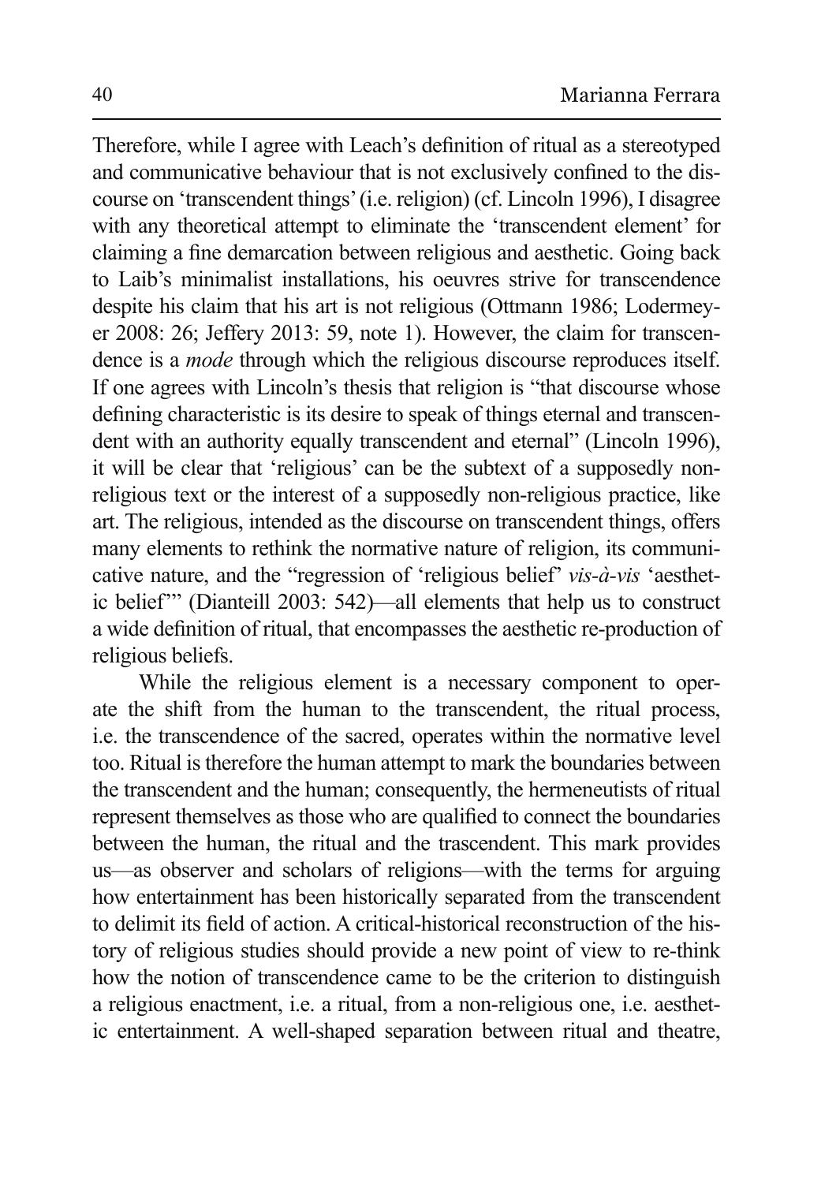Therefore, while I agree with Leach's definition of ritual as a stereotyped and communicative behaviour that is not exclusively confined to the discourse on 'transcendent things' (i.e. religion) (cf. Lincoln 1996), I disagree with any theoretical attempt to eliminate the 'transcendent element' for claiming a fine demarcation between religious and aesthetic. Going back to Laib's minimalist installations, his oeuvres strive for transcendence despite his claim that his art is not religious (Ottmann 1986; Lodermeyer 2008: 26; Jeffery 2013: 59, note 1). However, the claim for transcendence is a *mode* through which the religious discourse reproduces itself. If one agrees with Lincoln's thesis that religion is "that discourse whose defining characteristic is its desire to speak of things eternal and transcendent with an authority equally transcendent and eternal" (Lincoln 1996), it will be clear that 'religious' can be the subtext of a supposedly non-religious text or the interest of a supposedly non-religious practice, like art. The religious, intended as the discourse on transcendent things, offers many elements to rethink the normative nature of religion, its communicative nature, and the "regression of 'religious belief' *vis-à-vis* 'aesthetic belief'" (Dianteill 2003: 542)—all elements that help us to construct a wide definition of ritual, that encompasses the aesthetic re-production of religious beliefs.

While the religious element is a necessary component to operate the shift from the human to the transcendent, the ritual process, i.e. the transcendence of the sacred, operates within the normative level too. Ritual is therefore the human attempt to mark the boundaries between the transcendent and the human; consequently, the hermeneutists of ritual represent themselves as those who are qualified to connect the boundaries between the human, the ritual and the trascendent. This mark provides us—as observer and scholars of religions—with the terms for arguing how entertainment has been historically separated from the transcendent to delimit its field of action. A critical-historical reconstruction of the history of religious studies should provide a new point of view to re-think how the notion of transcendence came to be the criterion to distinguish a religious enactment, i.e. a ritual, from a non-religious one, i.e. aesthetic entertainment. A well-shaped separation between ritual and theatre,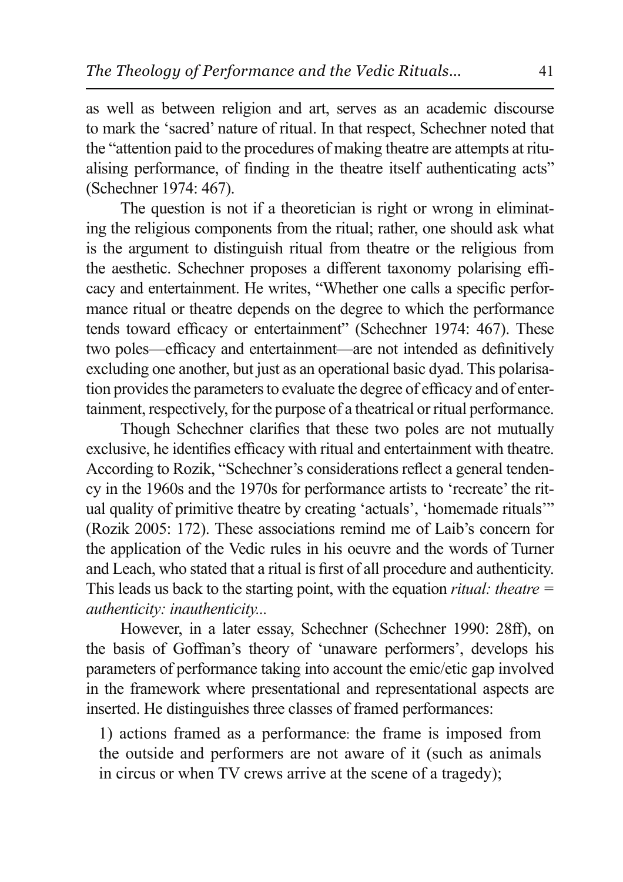as well as between religion and art, serves as an academic discourse to mark the 'sacred' nature of ritual. In that respect, Schechner noted that the "attention paid to the procedures of making theatre are attempts at ritualising performance, of finding in the theatre itself authenticating acts" (Schechner 1974: 467).

The question is not if a theoretician is right or wrong in eliminating the religious components from the ritual; rather, one should ask what is the argument to distinguish ritual from theatre or the religious from the aesthetic. Schechner proposes a different taxonomy polarising efficacy and entertainment. He writes, "Whether one calls a specific performance ritual or theatre depends on the degree to which the performance tends toward efficacy or entertainment" (Schechner 1974: 467). These two poles—efficacy and entertainment—are not intended as definitively excluding one another, but just as an operational basic dyad. This polarisation provides the parameters to evaluate the degree of efficacy and of entertainment, respectively, for the purpose of a theatrical or ritual performance.

Though Schechner clarifies that these two poles are not mutually exclusive, he identifies efficacy with ritual and entertainment with theatre. According to Rozik, "Schechner's considerations reflect a general tendency in the 1960s and the 1970s for performance artists to 'recreate' the ritual quality of primitive theatre by creating 'actuals', 'homemade rituals'" (Rozik 2005: 172). These associations remind me of Laib's concern for the application of the Vedic rules in his oeuvre and the words of Turner and Leach, who stated that a ritual is first of all procedure and authenticity. This leads us back to the starting point, with the equation *ritual: theatre = authenticity: inauthenticity...*

However, in a later essay, Schechner (Schechner 1990: 28ff), on the basis of Goffman's theory of 'unaware performers', develops his parameters of performance taking into account the emic/etic gap involved in the framework where presentational and representational aspects are inserted. He distinguishes three classes of framed performances:

1) actions framed as a performance: the frame is imposed from the outside and performers are not aware of it (such as animals in circus or when TV crews arrive at the scene of a tragedy);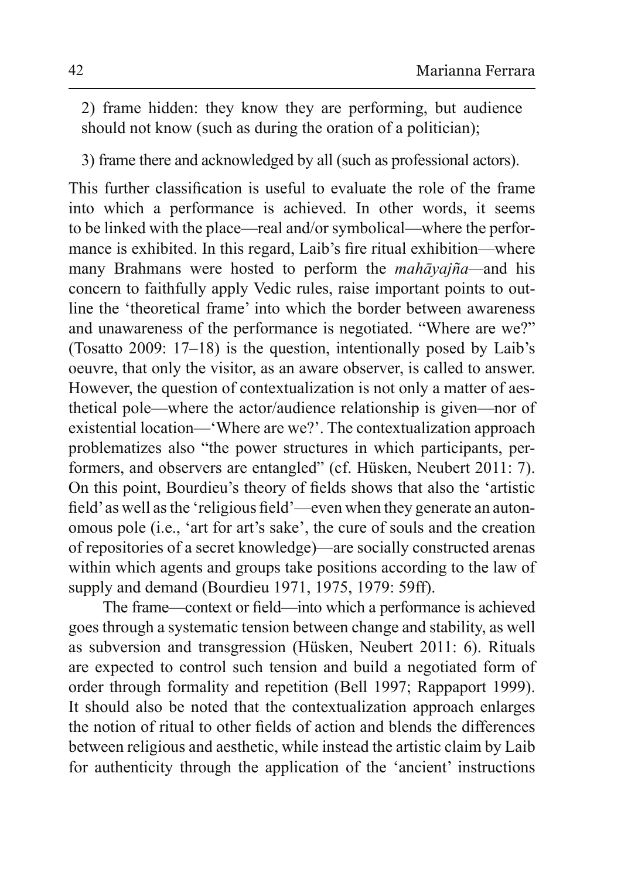2) frame hidden: they know they are performing, but audience should not know (such as during the oration of a politician);

3) frame there and acknowledged by all (such as professional actors).

This further classification is useful to evaluate the role of the frame into which a performance is achieved. In other words, it seems to be linked with the place—real and/or symbolical—where the performance is exhibited. In this regard, Laib's fire ritual exhibition—where many Brahmans were hosted to perform the *mahāyajña*—and his concern to faithfully apply Vedic rules, raise important points to outline the 'theoretical frame' into which the border between awareness and unawareness of the performance is negotiated. "Where are we?" (Tosatto 2009: 17–18) is the question, intentionally posed by Laib's oeuvre, that only the visitor, as an aware observer, is called to answer. However, the question of contextualization is not only a matter of aesthetical pole—where the actor/audience relationship is given—nor of existential location—'Where are we?'. The contextualization approach problematizes also "the power structures in which participants, performers, and observers are entangled" (cf. Hüsken, Neubert 2011: 7). On this point, Bourdieu's theory of fields shows that also the 'artistic field' as well as the 'religious field'—even when they generate an autonomous pole (i.e., 'art for art's sake', the cure of souls and the creation of repositories of a secret knowledge)—are socially constructed arenas within which agents and groups take positions according to the law of supply and demand (Bourdieu 1971, 1975, 1979: 59ff).

The frame—context or field—into which a performance is achieved goes through a systematic tension between change and stability, as well as subversion and transgression (Hüsken, Neubert 2011: 6). Rituals are expected to control such tension and build a negotiated form of order through formality and repetition (Bell 1997; Rappaport 1999). It should also be noted that the contextualization approach enlarges the notion of ritual to other fields of action and blends the differences between religious and aesthetic, while instead the artistic claim by Laib for authenticity through the application of the 'ancient' instructions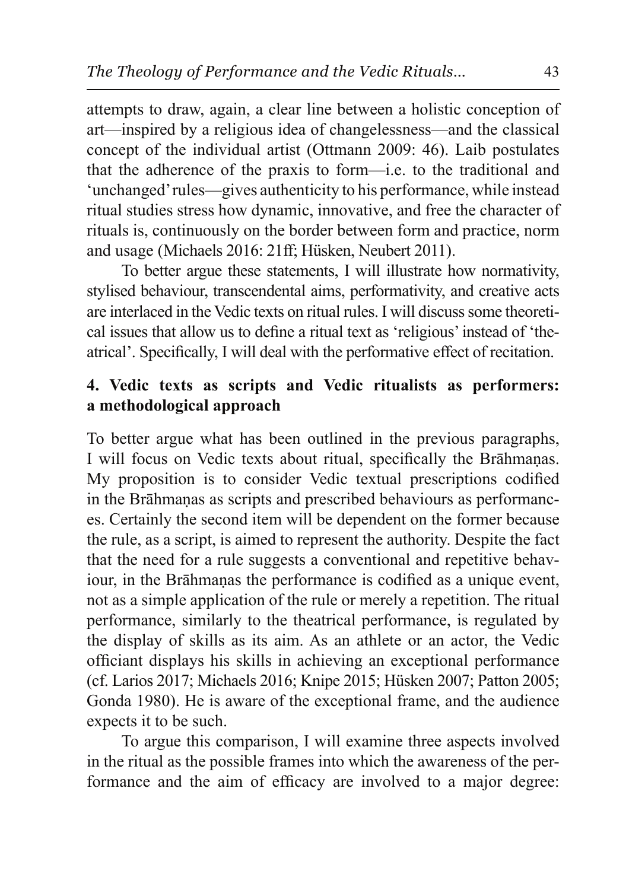attempts to draw, again, a clear line between a holistic conception of art—inspired by a religious idea of changelessness—and the classical concept of the individual artist (Ottmann 2009: 46). Laib postulates that the adherence of the praxis to form—i.e. to the traditional and 'unchanged' rules—gives authenticity to his performance, while instead ritual studies stress how dynamic, innovative, and free the character of rituals is, continuously on the border between form and practice, norm and usage (Michaels 2016: 21ff; Hüsken, Neubert 2011).

To better argue these statements, I will illustrate how normativity, stylised behaviour, transcendental aims, performativity, and creative acts are interlaced in the Vedic texts on ritual rules. I will discuss some theoretical issues that allow us to define a ritual text as 'religious' instead of 'theatrical'. Specifically, I will deal with the performative effect of recitation.

## 4. Vedic texts as scripts and Vedic ritualists as performers: a methodological approach

To better argue what has been outlined in the previous paragraphs, I will focus on Vedic texts about ritual, specifically the Brāhmaṇas. My proposition is to consider Vedic textual prescriptions codified in the Brāhmaṇas as scripts and prescribed behaviours as performances. Certainly the second item will be dependent on the former because the rule, as a script, is aimed to represent the authority. Despite the fact that the need for a rule suggests a conventional and repetitive behaviour, in the Brāhmaṇas the performance is codified as a unique event, not as a simple application of the rule or merely a repetition. The ritual performance, similarly to the theatrical performance, is regulated by the display of skills as its aim. As an athlete or an actor, the Vedic officiant displays his skills in achieving an exceptional performance (cf. Larios 2017; Michaels 2016; Knipe 2015; Hüsken 2007; Patton 2005; Gonda 1980). He is aware of the exceptional frame, and the audience expects it to be such.

To argue this comparison, I will examine three aspects involved in the ritual as the possible frames into which the awareness of the performance and the aim of efficacy are involved to a major degree: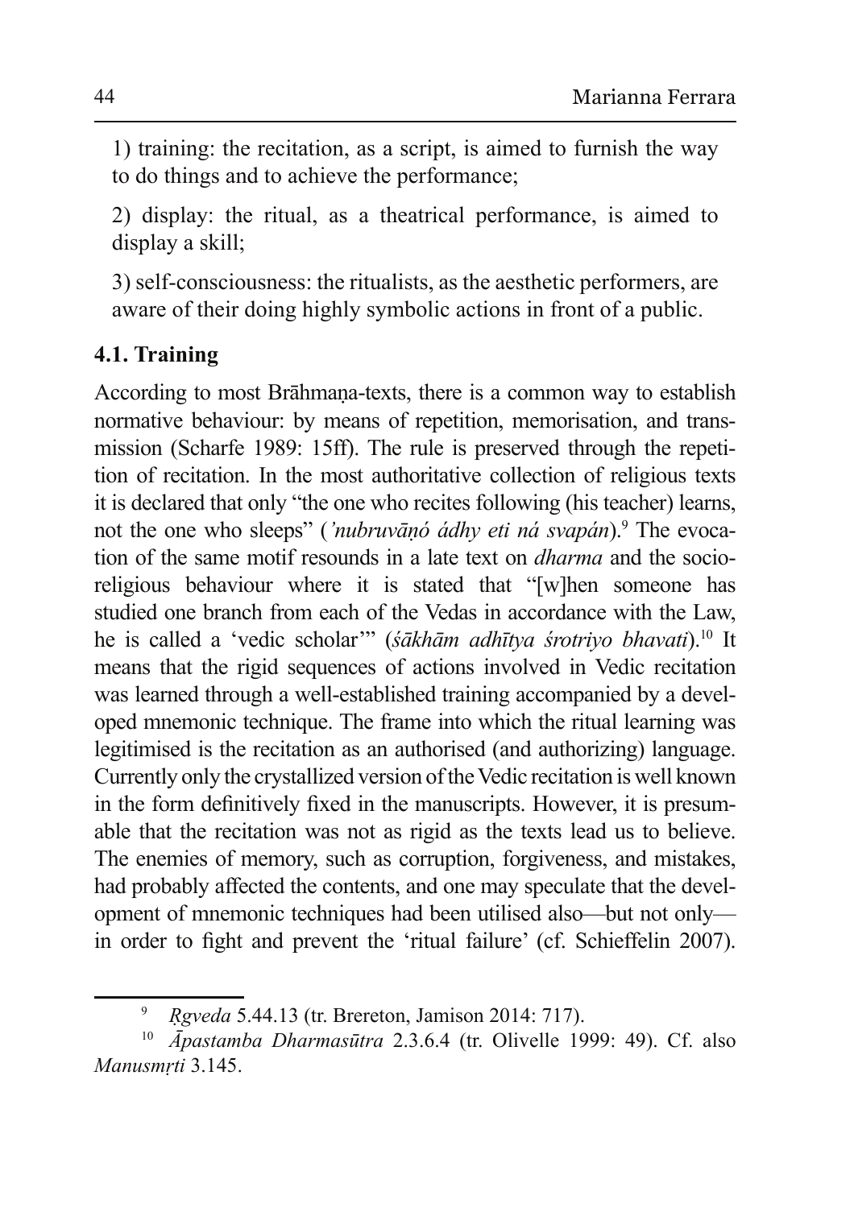1) training: the recitation, as a script, is aimed to furnish the way to do things and to achieve the performance;

2) display: the ritual, as a theatrical performance, is aimed to display a skill;

3) self-consciousness: the ritualists, as the aesthetic performers, are aware of their doing highly symbolic actions in front of a public.

### 4.1. Training

According to most Brāhmaṇa-texts, there is a common way to establish normative behaviour: by means of repetition, memorisation, and transmission (Scharfe 1989: 15ff). The rule is preserved through the repetition of recitation. In the most authoritative collection of religious texts it is declared that only "the one who recites following (his teacher) learns, not the one who sleeps" (*'nubruvāṇó ádhy eti ná svapán*).[9] The evocation of the same motif resounds in a late text on *dharma* and the socio-religious behaviour where it is stated that "[w]hen someone has studied one branch from each of the Vedas in accordance with the Law, he is called a 'vedic scholar'" (*śākhām adhītya śrotriyo bhavati*).[10] It means that the rigid sequences of actions involved in Vedic recitation was learned through a well-established training accompanied by a developed mnemonic technique. The frame into which the ritual learning was legitimised is the recitation as an authorised (and authorizing) language. Currently only the crystallized version of the Vedic recitation is well known in the form definitively fixed in the manuscripts. However, it is presumable that the recitation was not as rigid as the texts lead us to believe. The enemies of memory, such as corruption, forgiveness, and mistakes, had probably affected the contents, and one may speculate that the development of mnemonic techniques had been utilised also—but not only—in order to fight and prevent the 'ritual failure' (cf. Schieffelin 2007).

---

[9] *Ṛgveda* 5.44.13 (tr. Brereton, Jamison 2014: 717).

[10] *Āpastamba Dharmasūtra* 2.3.6.4 (tr. Olivelle 1999: 49). Cf. also *Manusmṛti* 3.145.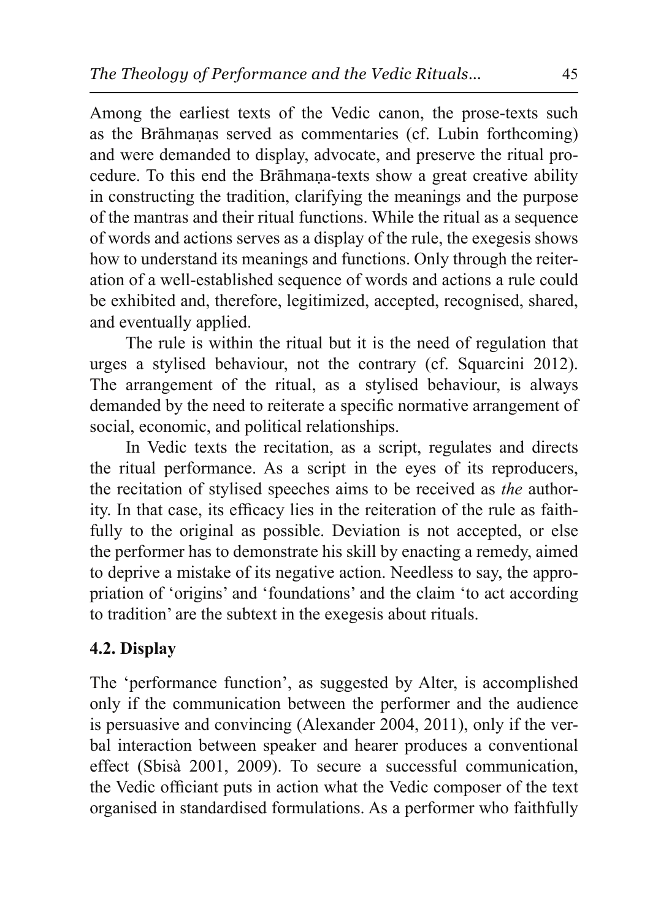Among the earliest texts of the Vedic canon, the prose-texts such as the Brāhmaṇas served as commentaries (cf. Lubin forthcoming) and were demanded to display, advocate, and preserve the ritual procedure. To this end the Brāhmaṇa-texts show a great creative ability in constructing the tradition, clarifying the meanings and the purpose of the mantras and their ritual functions. While the ritual as a sequence of words and actions serves as a display of the rule, the exegesis shows how to understand its meanings and functions. Only through the reiteration of a well-established sequence of words and actions a rule could be exhibited and, therefore, legitimized, accepted, recognised, shared, and eventually applied.

The rule is within the ritual but it is the need of regulation that urges a stylised behaviour, not the contrary (cf. Squarcini 2012). The arrangement of the ritual, as a stylised behaviour, is always demanded by the need to reiterate a specific normative arrangement of social, economic, and political relationships.

In Vedic texts the recitation, as a script, regulates and directs the ritual performance. As a script in the eyes of its reproducers, the recitation of stylised speeches aims to be received as *the* authority. In that case, its efficacy lies in the reiteration of the rule as faithfully to the original as possible. Deviation is not accepted, or else the performer has to demonstrate his skill by enacting a remedy, aimed to deprive a mistake of its negative action. Needless to say, the appropriation of 'origins' and 'foundations' and the claim 'to act according to tradition' are the subtext in the exegesis about rituals.

### 4.2. Display

The 'performance function', as suggested by Alter, is accomplished only if the communication between the performer and the audience is persuasive and convincing (Alexander 2004, 2011), only if the verbal interaction between speaker and hearer produces a conventional effect (Sbisà 2001, 2009). To secure a successful communication, the Vedic officiant puts in action what the Vedic composer of the text organised in standardised formulations. As a performer who faithfully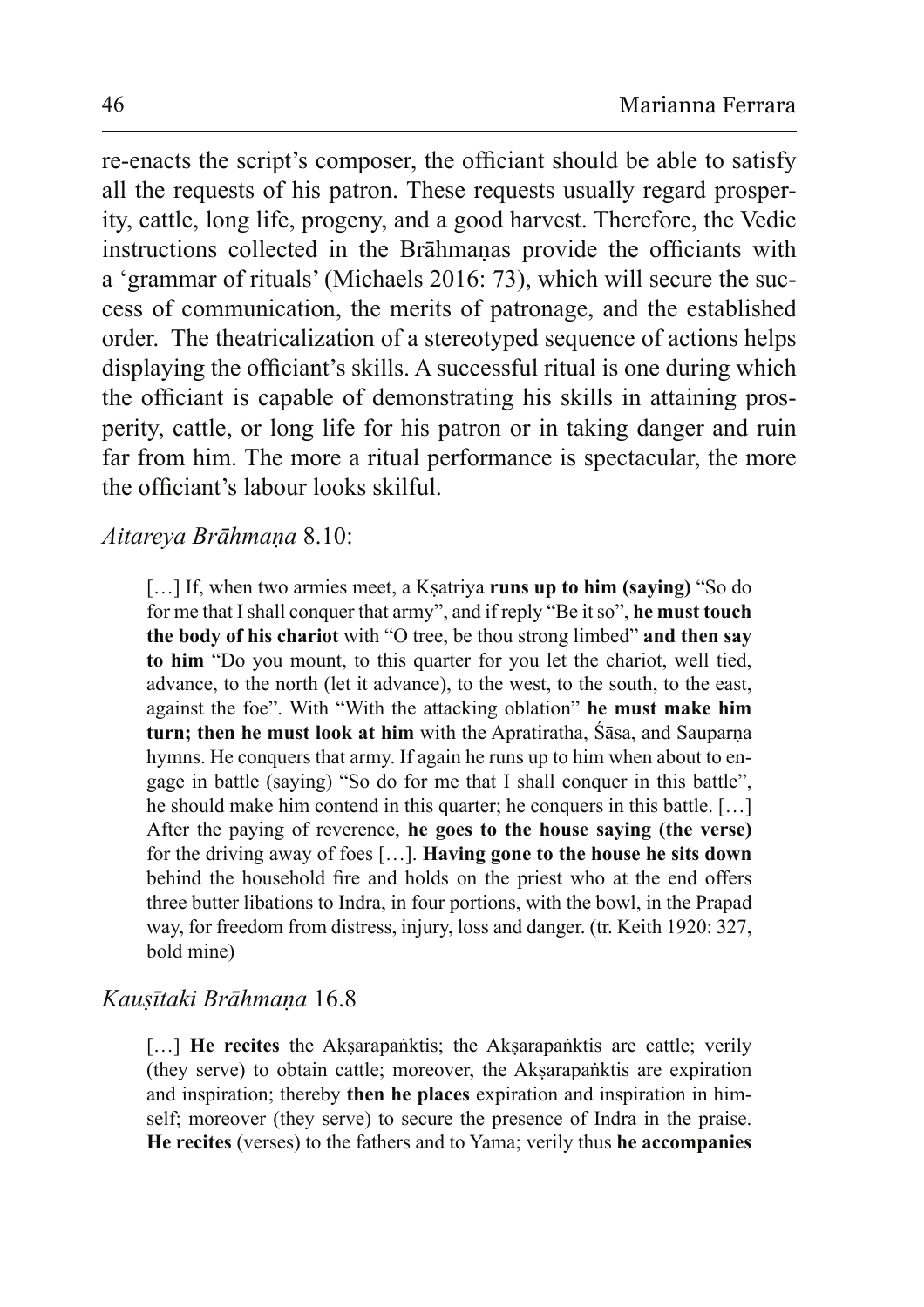re-enacts the script's composer, the officiant should be able to satisfy all the requests of his patron. These requests usually regard prosperity, cattle, long life, progeny, and a good harvest. Therefore, the Vedic instructions collected in the Brāhmaṇas provide the officiants with a 'grammar of rituals' (Michaels 2016: 73), which will secure the success of communication, the merits of patronage, and the established order. The theatricalization of a stereotyped sequence of actions helps displaying the officiant's skills. A successful ritual is one during which the officiant is capable of demonstrating his skills in attaining prosperity, cattle, or long life for his patron or in taking danger and ruin far from him. The more a ritual performance is spectacular, the more the officiant's labour looks skilful.

*Aitareya Brāhmaṇa* 8.10:

> […] If, when two armies meet, a Kṣatriya **runs up to him (saying)** "So do for me that I shall conquer that army", and if reply "Be it so", **he must touch the body of his chariot** with "O tree, be thou strong limbed" **and then say to him** "Do you mount, to this quarter for you let the chariot, well tied, advance, to the north (let it advance), to the west, to the south, to the east, against the foe". With "With the attacking oblation" **he must make him turn; then he must look at him** with the Apratiratha, Śāsa, and Sauparṇa hymns. He conquers that army. If again he runs up to him when about to engage in battle (saying) "So do for me that I shall conquer in this battle", he should make him contend in this quarter; he conquers in this battle. […] After the paying of reverence, **he goes to the house saying (the verse)** for the driving away of foes […]. **Having gone to the house he sits down** behind the household fire and holds on the priest who at the end offers three butter libations to Indra, in four portions, with the bowl, in the Prapad way, for freedom from distress, injury, loss and danger. (tr. Keith 1920: 327, bold mine)

*Kauṣītaki Brāhmaṇa* 16.8

> […] **He recites** the Akṣarapaṅktis; the Akṣarapaṅktis are cattle; verily (they serve) to obtain cattle; moreover, the Akṣarapaṅktis are expiration and inspiration; thereby **then he places** expiration and inspiration in himself; moreover (they serve) to secure the presence of Indra in the praise. **He recites** (verses) to the fathers and to Yama; verily thus **he accompanies**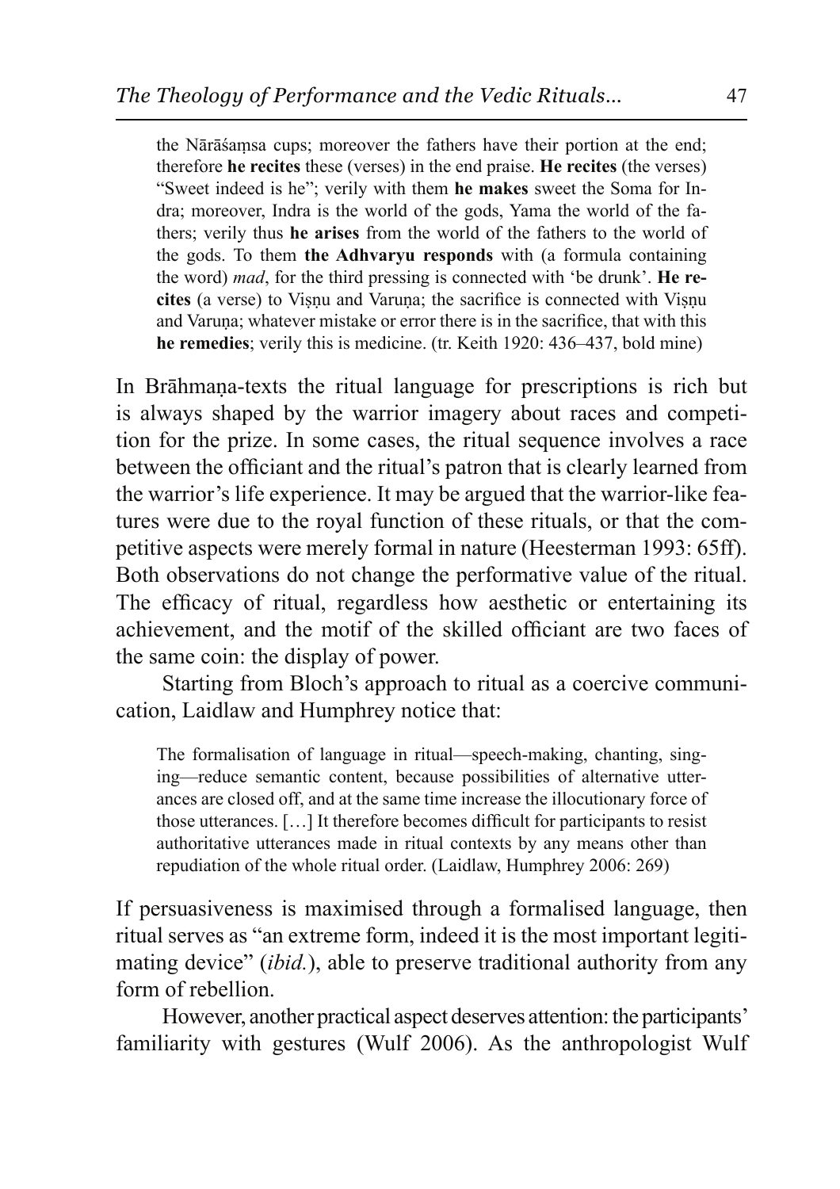> the Nārāśaṃsa cups; moreover the fathers have their portion at the end; therefore **he recites** these (verses) in the end praise. **He recites** (the verses) "Sweet indeed is he"; verily with them **he makes** sweet the Soma for Indra; moreover, Indra is the world of the gods, Yama the world of the fathers; verily thus **he arises** from the world of the fathers to the world of the gods. To them **the Adhvaryu responds** with (a formula containing the word) *mad*, for the third pressing is connected with 'be drunk'. **He recites** (a verse) to Viṣṇu and Varuṇa; the sacrifice is connected with Viṣṇu and Varuṇa; whatever mistake or error there is in the sacrifice, that with this **he remedies**; verily this is medicine. (tr. Keith 1920: 436–437, bold mine)

In Brāhmaṇa-texts the ritual language for prescriptions is rich but is always shaped by the warrior imagery about races and competition for the prize. In some cases, the ritual sequence involves a race between the officiant and the ritual's patron that is clearly learned from the warrior's life experience. It may be argued that the warrior-like features were due to the royal function of these rituals, or that the competitive aspects were merely formal in nature (Heesterman 1993: 65ff). Both observations do not change the performative value of the ritual. The efficacy of ritual, regardless how aesthetic or entertaining its achievement, and the motif of the skilled officiant are two faces of the same coin: the display of power.

Starting from Bloch's approach to ritual as a coercive communication, Laidlaw and Humphrey notice that:

> The formalisation of language in ritual—speech-making, chanting, singing—reduce semantic content, because possibilities of alternative utterances are closed off, and at the same time increase the illocutionary force of those utterances. […] It therefore becomes difficult for participants to resist authoritative utterances made in ritual contexts by any means other than repudiation of the whole ritual order. (Laidlaw, Humphrey 2006: 269)

If persuasiveness is maximised through a formalised language, then ritual serves as "an extreme form, indeed it is the most important legitimating device" (*ibid.*), able to preserve traditional authority from any form of rebellion.

However, another practical aspect deserves attention: the participants' familiarity with gestures (Wulf 2006). As the anthropologist Wulf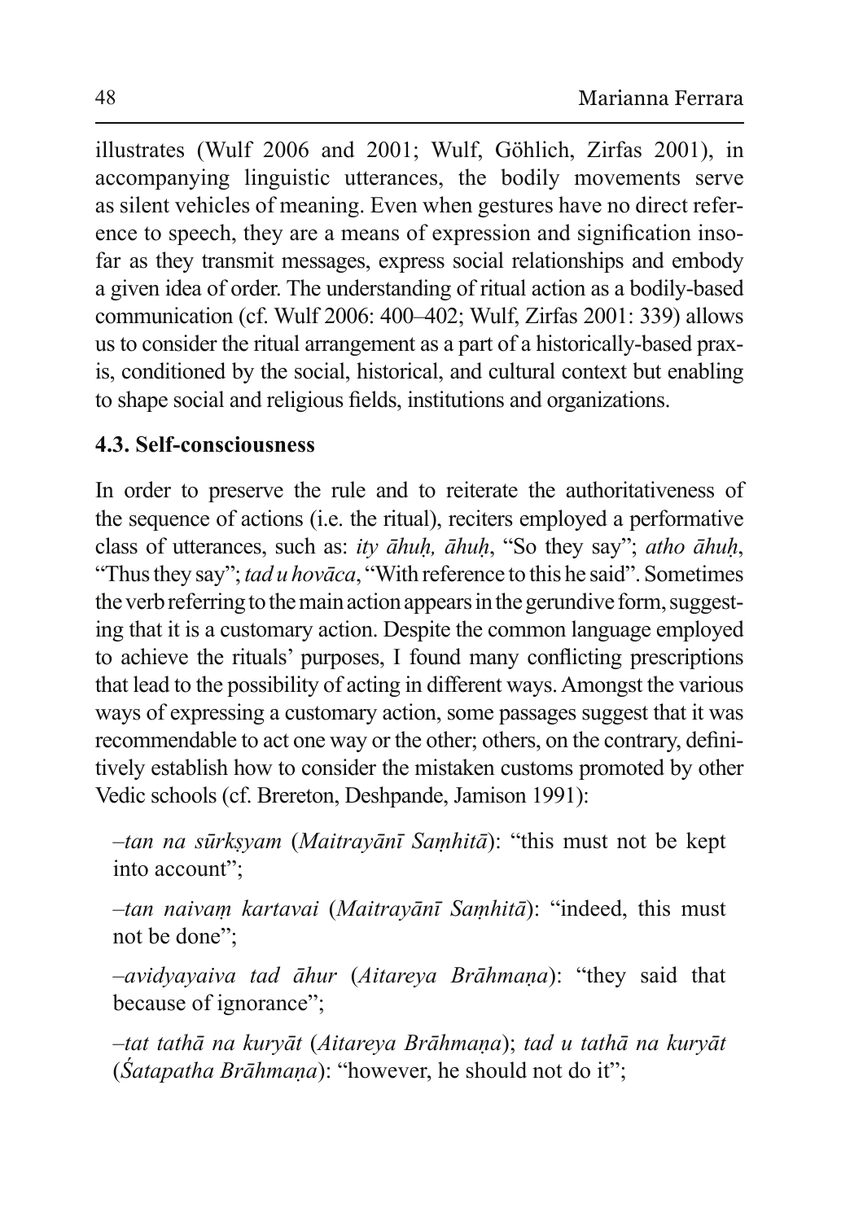illustrates (Wulf 2006 and 2001; Wulf, Göhlich, Zirfas 2001), in accompanying linguistic utterances, the bodily movements serve as silent vehicles of meaning. Even when gestures have no direct reference to speech, they are a means of expression and signification insofar as they transmit messages, express social relationships and embody a given idea of order. The understanding of ritual action as a bodily-based communication (cf. Wulf 2006: 400–402; Wulf, Zirfas 2001: 339) allows us to consider the ritual arrangement as a part of a historically-based praxis, conditioned by the social, historical, and cultural context but enabling to shape social and religious fields, institutions and organizations.

### 4.3. Self-consciousness

In order to preserve the rule and to reiterate the authoritativeness of the sequence of actions (i.e. the ritual), reciters employed a performative class of utterances, such as: *ity āhuḥ, āhuḥ*, "So they say"; *atho āhuḥ*, "Thus they say"; *tad u hovāca*, "With reference to this he said". Sometimes the verb referring to the main action appears in the gerundive form, suggesting that it is a customary action. Despite the common language employed to achieve the rituals' purposes, I found many conflicting prescriptions that lead to the possibility of acting in different ways. Amongst the various ways of expressing a customary action, some passages suggest that it was recommendable to act one way or the other; others, on the contrary, definitively establish how to consider the mistaken customs promoted by other Vedic schools (cf. Brereton, Deshpande, Jamison 1991):

–*tan na sūrkṣyam* (*Maitrayānī Saṃhitā*): "this must not be kept into account";

–*tan naivaṃ kartavai* (*Maitrayānī Saṃhitā*): "indeed, this must not be done";

–*avidyayaiva tad āhur* (*Aitareya Brāhmaṇa*): "they said that because of ignorance";

–*tat tathā na kuryāt* (*Aitareya Brāhmaṇa*); *tad u tathā na kuryāt* (*Śatapatha Brāhmaṇa*): "however, he should not do it";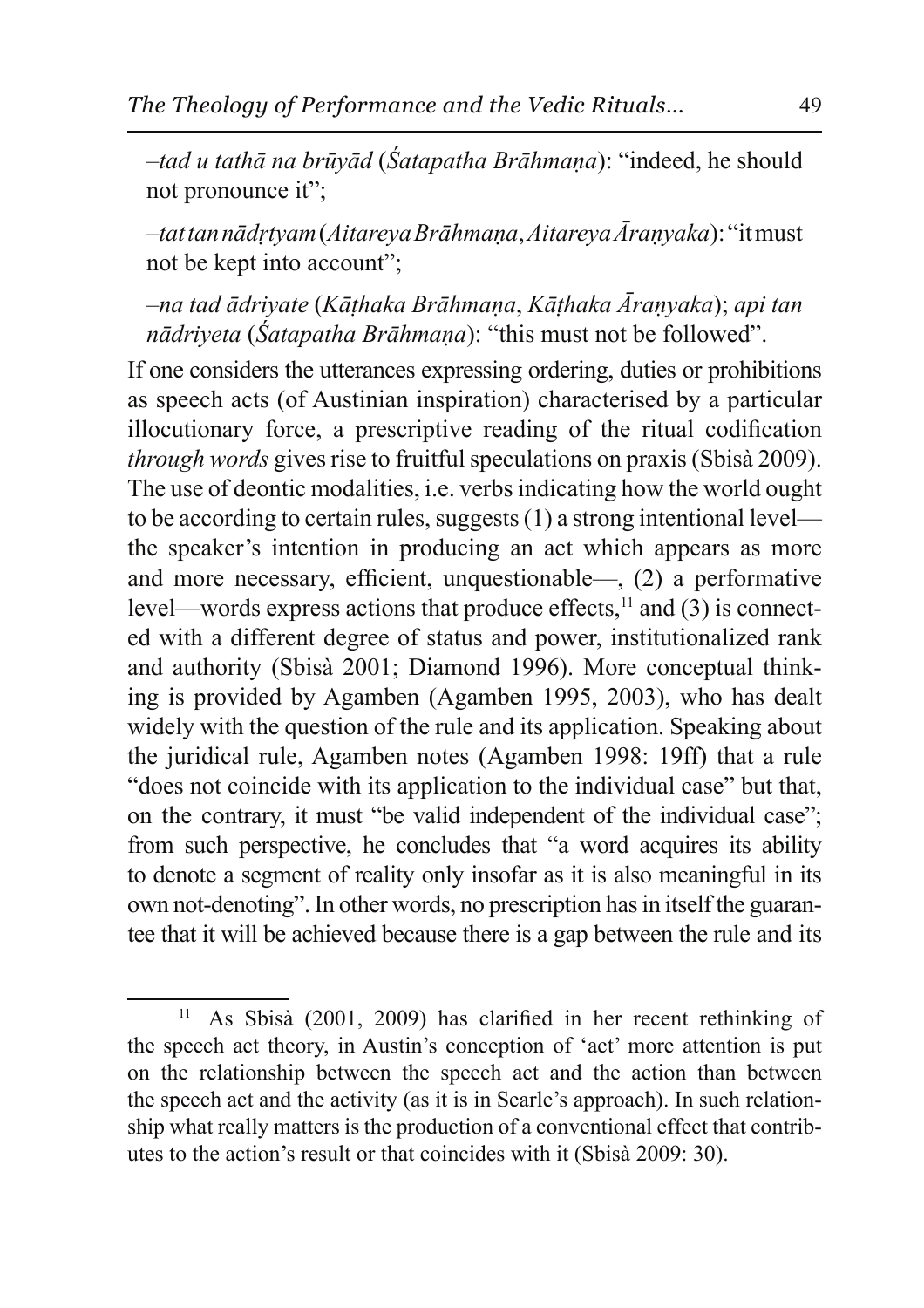–*tad u tathā na brūyād* (*Śatapatha Brāhmaṇa*): "indeed, he should not pronounce it";

–*tat tan nādṛtyam* (*Aitareya Brāhmaṇa*, *Aitareya Āraṇyaka*): "it must not be kept into account";

–*na tad ādriyate* (*Kāṭhaka Brāhmaṇa*, *Kāṭhaka Āraṇyaka*); *api tan nādriyeta* (*Śatapatha Brāhmaṇa*): "this must not be followed".

If one considers the utterances expressing ordering, duties or prohibitions as speech acts (of Austinian inspiration) characterised by a particular illocutionary force, a prescriptive reading of the ritual codification *through words* gives rise to fruitful speculations on praxis (Sbisà 2009). The use of deontic modalities, i.e. verbs indicating how the world ought to be according to certain rules, suggests (1) a strong intentional level—the speaker's intention in producing an act which appears as more and more necessary, efficient, unquestionable—, (2) a performative level—words express actions that produce effects,[11] and (3) is connected with a different degree of status and power, institutionalized rank and authority (Sbisà 2001; Diamond 1996). More conceptual thinking is provided by Agamben (Agamben 1995, 2003), who has dealt widely with the question of the rule and its application. Speaking about the juridical rule, Agamben notes (Agamben 1998: 19ff) that a rule "does not coincide with its application to the individual case" but that, on the contrary, it must "be valid independent of the individual case"; from such perspective, he concludes that "a word acquires its ability to denote a segment of reality only insofar as it is also meaningful in its own not-denoting". In other words, no prescription has in itself the guarantee that it will be achieved because there is a gap between the rule and its

---

[11] As Sbisà (2001, 2009) has clarified in her recent rethinking of the speech act theory, in Austin's conception of 'act' more attention is put on the relationship between the speech act and the action than between the speech act and the activity (as it is in Searle's approach). In such relationship what really matters is the production of a conventional effect that contributes to the action's result or that coincides with it (Sbisà 2009: 30).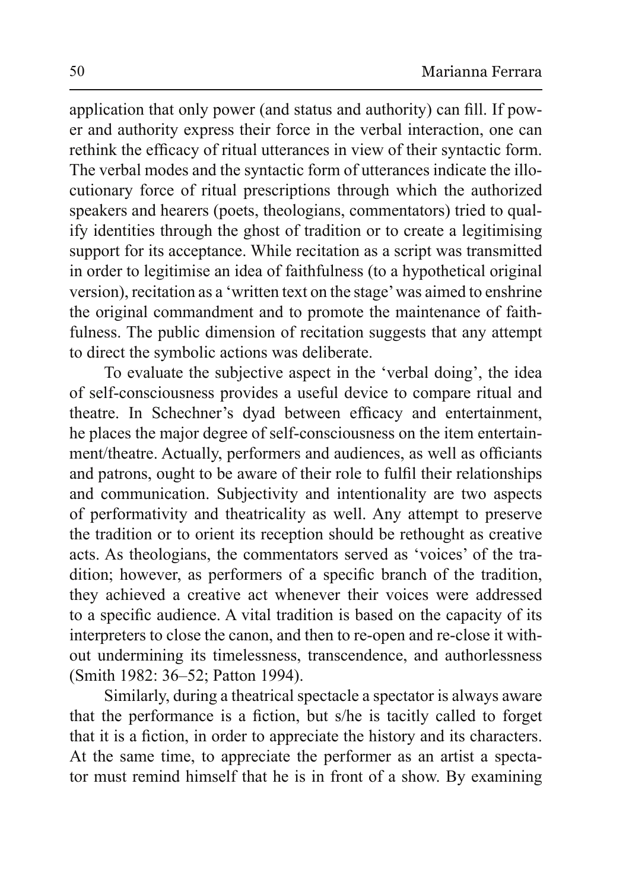application that only power (and status and authority) can fill. If power and authority express their force in the verbal interaction, one can rethink the efficacy of ritual utterances in view of their syntactic form. The verbal modes and the syntactic form of utterances indicate the illocutionary force of ritual prescriptions through which the authorized speakers and hearers (poets, theologians, commentators) tried to qualify identities through the ghost of tradition or to create a legitimising support for its acceptance. While recitation as a script was transmitted in order to legitimise an idea of faithfulness (to a hypothetical original version), recitation as a 'written text on the stage' was aimed to enshrine the original commandment and to promote the maintenance of faithfulness. The public dimension of recitation suggests that any attempt to direct the symbolic actions was deliberate.

To evaluate the subjective aspect in the 'verbal doing', the idea of self-consciousness provides a useful device to compare ritual and theatre. In Schechner's dyad between efficacy and entertainment, he places the major degree of self-consciousness on the item entertainment/theatre. Actually, performers and audiences, as well as officiants and patrons, ought to be aware of their role to fulfil their relationships and communication. Subjectivity and intentionality are two aspects of performativity and theatricality as well. Any attempt to preserve the tradition or to orient its reception should be rethought as creative acts. As theologians, the commentators served as 'voices' of the tradition; however, as performers of a specific branch of the tradition, they achieved a creative act whenever their voices were addressed to a specific audience. A vital tradition is based on the capacity of its interpreters to close the canon, and then to re-open and re-close it without undermining its timelessness, transcendence, and authorlessness (Smith 1982: 36–52; Patton 1994).

Similarly, during a theatrical spectacle a spectator is always aware that the performance is a fiction, but s/he is tacitly called to forget that it is a fiction, in order to appreciate the history and its characters. At the same time, to appreciate the performer as an artist a spectator must remind himself that he is in front of a show. By examining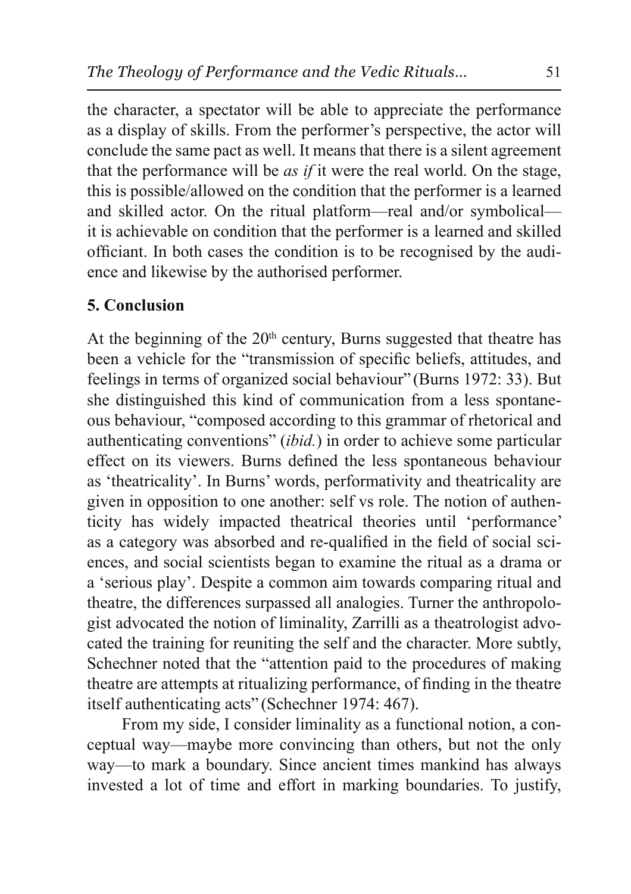the character, a spectator will be able to appreciate the performance as a display of skills. From the performer's perspective, the actor will conclude the same pact as well. It means that there is a silent agreement that the performance will be *as if* it were the real world. On the stage, this is possible/allowed on the condition that the performer is a learned and skilled actor. On the ritual platform—real and/or symbolical—it is achievable on condition that the performer is a learned and skilled officiant. In both cases the condition is to be recognised by the audience and likewise by the authorised performer.

## 5. Conclusion

At the beginning of the 20th century, Burns suggested that theatre has been a vehicle for the "transmission of specific beliefs, attitudes, and feelings in terms of organized social behaviour" (Burns 1972: 33). But she distinguished this kind of communication from a less spontaneous behaviour, "composed according to this grammar of rhetorical and authenticating conventions" (*ibid.*) in order to achieve some particular effect on its viewers. Burns defined the less spontaneous behaviour as 'theatricality'. In Burns' words, performativity and theatricality are given in opposition to one another: self vs role. The notion of authenticity has widely impacted theatrical theories until 'performance' as a category was absorbed and re-qualified in the field of social sciences, and social scientists began to examine the ritual as a drama or a 'serious play'. Despite a common aim towards comparing ritual and theatre, the differences surpassed all analogies. Turner the anthropologist advocated the notion of liminality, Zarrilli as a theatrologist advocated the training for reuniting the self and the character. More subtly, Schechner noted that the "attention paid to the procedures of making theatre are attempts at ritualizing performance, of finding in the theatre itself authenticating acts" (Schechner 1974: 467).

From my side, I consider liminality as a functional notion, a conceptual way—maybe more convincing than others, but not the only way—to mark a boundary. Since ancient times mankind has always invested a lot of time and effort in marking boundaries. To justify,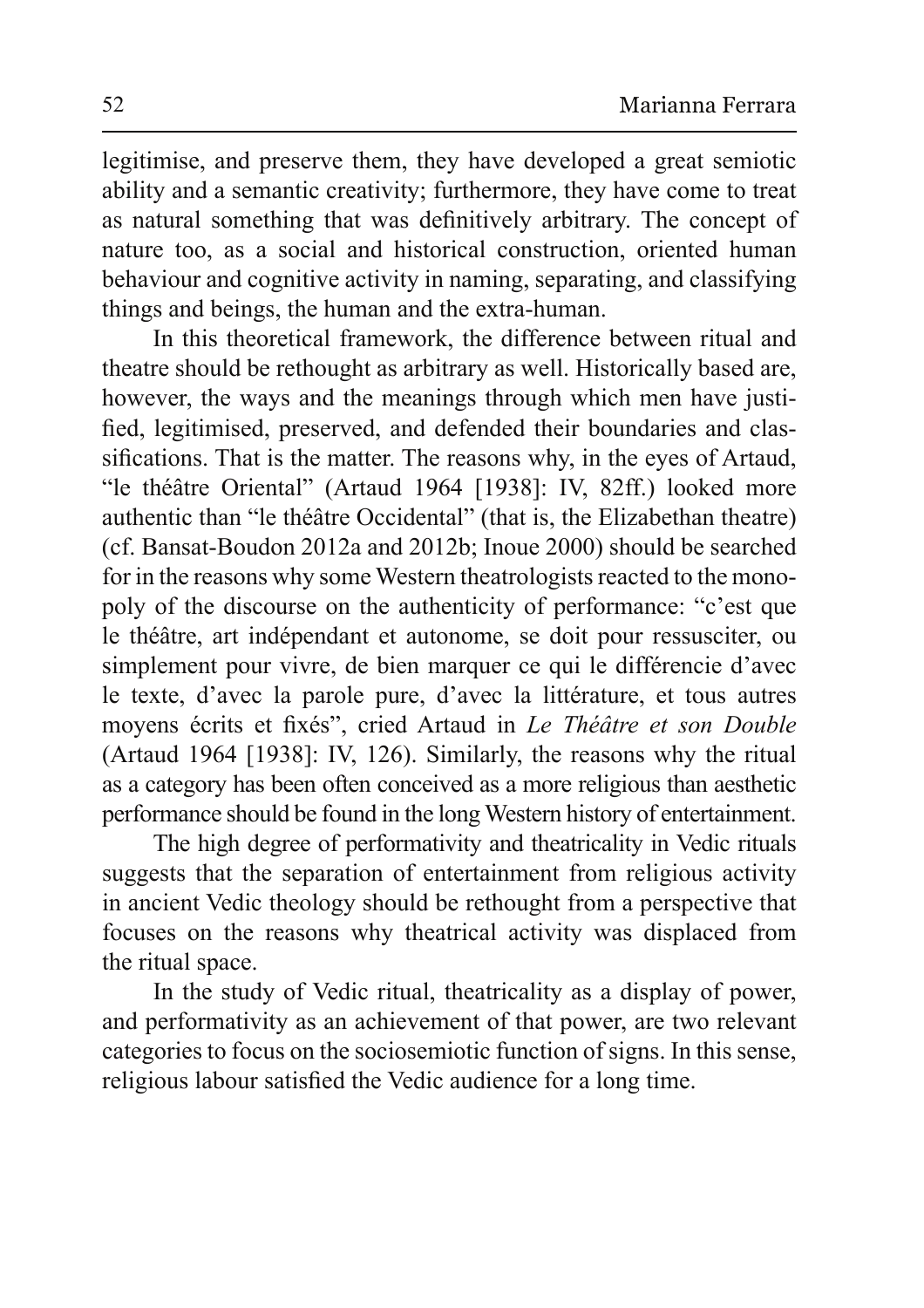legitimise, and preserve them, they have developed a great semiotic ability and a semantic creativity; furthermore, they have come to treat as natural something that was definitively arbitrary. The concept of nature too, as a social and historical construction, oriented human behaviour and cognitive activity in naming, separating, and classifying things and beings, the human and the extra-human.

In this theoretical framework, the difference between ritual and theatre should be rethought as arbitrary as well. Historically based are, however, the ways and the meanings through which men have justified, legitimised, preserved, and defended their boundaries and classifications. That is the matter. The reasons why, in the eyes of Artaud, "le théâtre Oriental" (Artaud 1964 [1938]: IV, 82ff.) looked more authentic than "le théâtre Occidental" (that is, the Elizabethan theatre) (cf. Bansat-Boudon 2012a and 2012b; Inoue 2000) should be searched for in the reasons why some Western theatrologists reacted to the monopoly of the discourse on the authenticity of performance: "c'est que le théâtre, art indépendant et autonome, se doit pour ressusciter, ou simplement pour vivre, de bien marquer ce qui le différencie d'avec le texte, d'avec la parole pure, d'avec la littérature, et tous autres moyens écrits et fixés", cried Artaud in *Le Théâtre et son Double* (Artaud 1964 [1938]: IV, 126). Similarly, the reasons why the ritual as a category has been often conceived as a more religious than aesthetic performance should be found in the long Western history of entertainment.

The high degree of performativity and theatricality in Vedic rituals suggests that the separation of entertainment from religious activity in ancient Vedic theology should be rethought from a perspective that focuses on the reasons why theatrical activity was displaced from the ritual space.

In the study of Vedic ritual, theatricality as a display of power, and performativity as an achievement of that power, are two relevant categories to focus on the sociosemiotic function of signs. In this sense, religious labour satisfied the Vedic audience for a long time.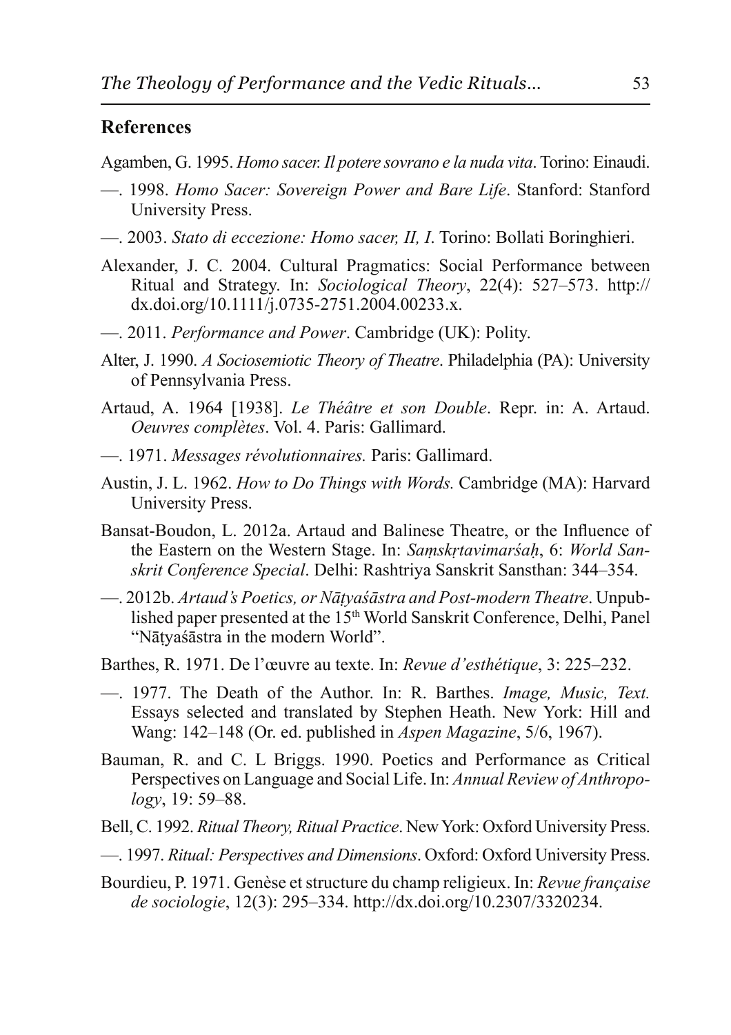## References

Agamben, G. 1995. *Homo sacer. Il potere sovrano e la nuda vita*. Torino: Einaudi.

—. 1998. *Homo Sacer: Sovereign Power and Bare Life*. Stanford: Stanford University Press.

—. 2003. *Stato di eccezione: Homo sacer, II, I*. Torino: Bollati Boringhieri.

Alexander, J. C. 2004. Cultural Pragmatics: Social Performance between Ritual and Strategy. In: *Sociological Theory*, 22(4): 527–573. http://dx.doi.org/10.1111/j.0735-2751.2004.00233.x.

—. 2011. *Performance and Power*. Cambridge (UK): Polity.

Alter, J. 1990. *A Sociosemiotic Theory of Theatre*. Philadelphia (PA): University of Pennsylvania Press.

Artaud, A. 1964 [1938]. *Le Théâtre et son Double*. Repr. in: A. Artaud. *Oeuvres complètes*. Vol. 4. Paris: Gallimard.

—. 1971. *Messages révolutionnaires.* Paris: Gallimard.

Austin, J. L. 1962. *How to Do Things with Words.* Cambridge (MA): Harvard University Press.

Bansat-Boudon, L. 2012a. Artaud and Balinese Theatre, or the Influence of the Eastern on the Western Stage. In: *Saṃskṛtavimarśaḥ*, 6: *World Sanskrit Conference Special*. Delhi: Rashtriya Sanskrit Sansthan: 344–354.

—. 2012b. *Artaud's Poetics, or Nāṭyaśāstra and Post-modern Theatre*. Unpublished paper presented at the 15th World Sanskrit Conference, Delhi, Panel "Nāṭyaśāstra in the modern World".

Barthes, R. 1971. De l'œuvre au texte. In: *Revue d'esthétique*, 3: 225–232.

—. 1977. The Death of the Author. In: R. Barthes. *Image, Music, Text.* Essays selected and translated by Stephen Heath. New York: Hill and Wang: 142–148 (Or. ed. published in *Aspen Magazine*, 5/6, 1967).

Bauman, R. and C. L Briggs. 1990. Poetics and Performance as Critical Perspectives on Language and Social Life. In: *Annual Review of Anthropology*, 19: 59–88.

Bell, C. 1992. *Ritual Theory, Ritual Practice*. New York: Oxford University Press.

—. 1997. *Ritual: Perspectives and Dimensions*. Oxford: Oxford University Press.

Bourdieu, P. 1971. Genèse et structure du champ religieux. In: *Revue française de sociologie*, 12(3): 295–334. http://dx.doi.org/10.2307/3320234.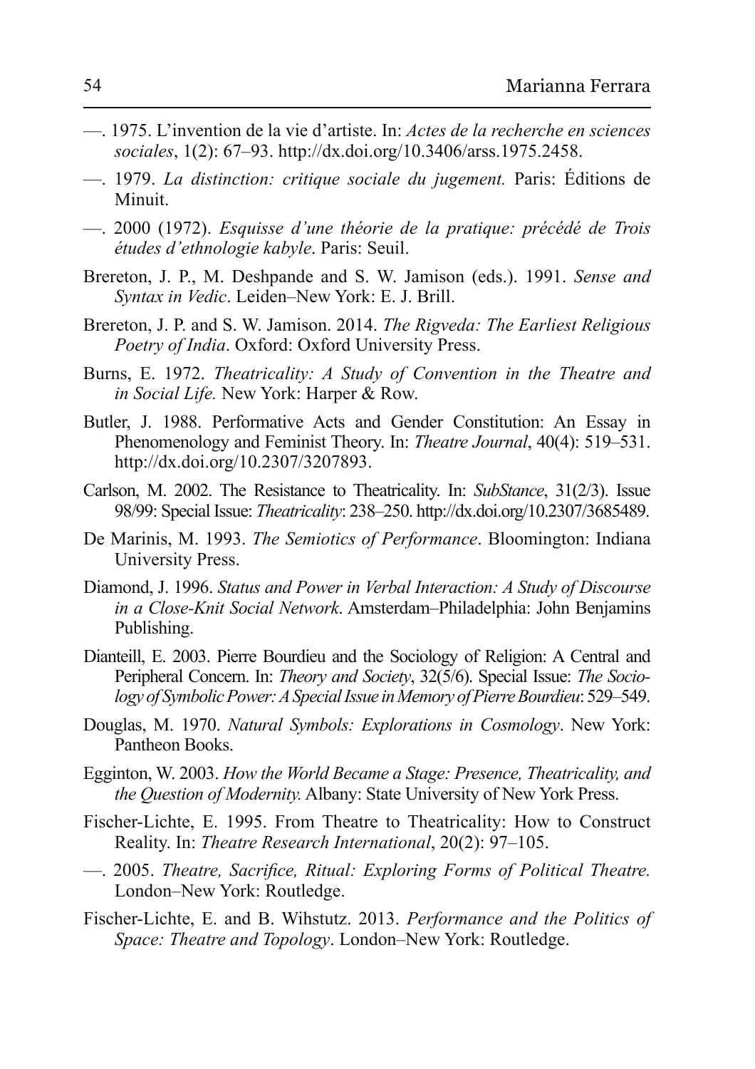—. 1975. L'invention de la vie d'artiste. In: *Actes de la recherche en sciences sociales*, 1(2): 67–93. http://dx.doi.org/10.3406/arss.1975.2458.

—. 1979. *La distinction: critique sociale du jugement.* Paris: Éditions de Minuit.

—. 2000 (1972). *Esquisse d'une théorie de la pratique: précédé de Trois études d'ethnologie kabyle*. Paris: Seuil.

Brereton, J. P., M. Deshpande and S. W. Jamison (eds.). 1991. *Sense and Syntax in Vedic*. Leiden–New York: E. J. Brill.

Brereton, J. P. and S. W. Jamison. 2014. *The Rigveda: The Earliest Religious Poetry of India*. Oxford: Oxford University Press.

Burns, E. 1972. *Theatricality: A Study of Convention in the Theatre and in Social Life.* New York: Harper & Row.

Butler, J. 1988. Performative Acts and Gender Constitution: An Essay in Phenomenology and Feminist Theory. In: *Theatre Journal*, 40(4): 519–531. http://dx.doi.org/10.2307/3207893.

Carlson, M. 2002. The Resistance to Theatricality. In: *SubStance*, 31(2/3). Issue 98/99: Special Issue: *Theatricality*: 238–250. http://dx.doi.org/10.2307/3685489.

De Marinis, M. 1993. *The Semiotics of Performance*. Bloomington: Indiana University Press.

Diamond, J. 1996. *Status and Power in Verbal Interaction: A Study of Discourse in a Close-Knit Social Network*. Amsterdam–Philadelphia: John Benjamins Publishing.

Dianteill, E. 2003. Pierre Bourdieu and the Sociology of Religion: A Central and Peripheral Concern. In: *Theory and Society*, 32(5/6). Special Issue: *The Sociology of Symbolic Power: A Special Issue in Memory of Pierre Bourdieu*: 529–549.

Douglas, M. 1970. *Natural Symbols: Explorations in Cosmology*. New York: Pantheon Books.

Egginton, W. 2003. *How the World Became a Stage: Presence, Theatricality, and the Question of Modernity.* Albany: State University of New York Press.

Fischer-Lichte, E. 1995. From Theatre to Theatricality: How to Construct Reality. In: *Theatre Research International*, 20(2): 97–105.

—. 2005. *Theatre, Sacrifice, Ritual: Exploring Forms of Political Theatre.* London–New York: Routledge.

Fischer-Lichte, E. and B. Wihstutz. 2013. *Performance and the Politics of Space: Theatre and Topology*. London–New York: Routledge.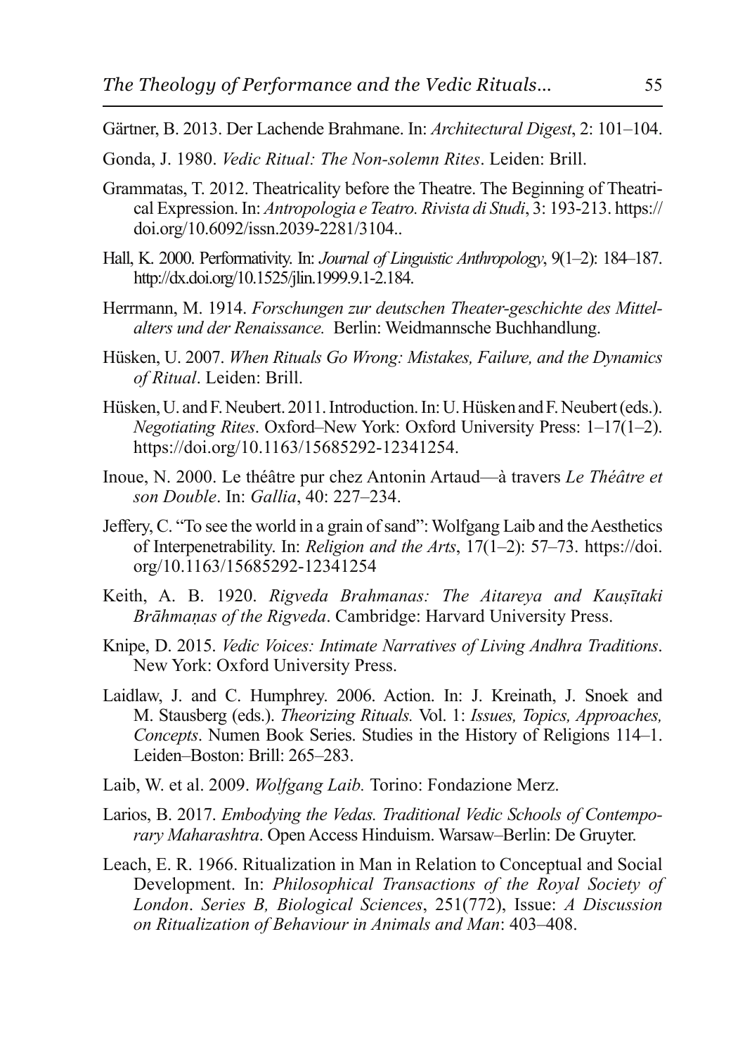Gärtner, B. 2013. Der Lachende Brahmane. In: *Architectural Digest*, 2: 101–104.

Gonda, J. 1980. *Vedic Ritual: The Non-solemn Rites*. Leiden: Brill.

Grammatas, T. 2012. Theatricality before the Theatre. The Beginning of Theatrical Expression. In: *Antropologia e Teatro. Rivista di Studi*, 3: 193-213. https://doi.org/10.6092/issn.2039-2281/3104..

Hall, K. 2000. Performativity. In: *Journal of Linguistic Anthropology*, 9(1–2): 184–187. http://dx.doi.org/10.1525/jlin.1999.9.1-2.184.

Herrmann, M. 1914. *Forschungen zur deutschen Theater-geschichte des Mittelalters und der Renaissance.* Berlin: Weidmannsche Buchhandlung.

Hüsken, U. 2007. *When Rituals Go Wrong: Mistakes, Failure, and the Dynamics of Ritual*. Leiden: Brill.

Hüsken, U. and F. Neubert. 2011. Introduction. In: U. Hüsken and F. Neubert (eds.). *Negotiating Rites*. Oxford–New York: Oxford University Press: 1–17(1–2). https://doi.org/10.1163/15685292-12341254.

Inoue, N. 2000. Le théâtre pur chez Antonin Artaud—à travers *Le Théâtre et son Double*. In: *Gallia*, 40: 227–234.

Jeffery, C. "To see the world in a grain of sand": Wolfgang Laib and the Aesthetics of Interpenetrability. In: *Religion and the Arts*, 17(1–2): 57–73. https://doi.org/10.1163/15685292-12341254

Keith, A. B. 1920. *Rigveda Brahmanas: The Aitareya and Kauṣītaki Brāhmaṇas of the Rigveda*. Cambridge: Harvard University Press.

Knipe, D. 2015. *Vedic Voices: Intimate Narratives of Living Andhra Traditions*. New York: Oxford University Press.

Laidlaw, J. and C. Humphrey. 2006. Action. In: J. Kreinath, J. Snoek and M. Stausberg (eds.). *Theorizing Rituals.* Vol. 1: *Issues, Topics, Approaches, Concepts*. Numen Book Series. Studies in the History of Religions 114–1. Leiden–Boston: Brill: 265–283.

Laib, W. et al. 2009. *Wolfgang Laib.* Torino: Fondazione Merz.

Larios, B. 2017. *Embodying the Vedas. Traditional Vedic Schools of Contemporary Maharashtra*. Open Access Hinduism. Warsaw–Berlin: De Gruyter.

Leach, E. R. 1966. Ritualization in Man in Relation to Conceptual and Social Development. In: *Philosophical Transactions of the Royal Society of London*. *Series B, Biological Sciences*, 251(772), Issue: *A Discussion on Ritualization of Behaviour in Animals and Man*: 403–408.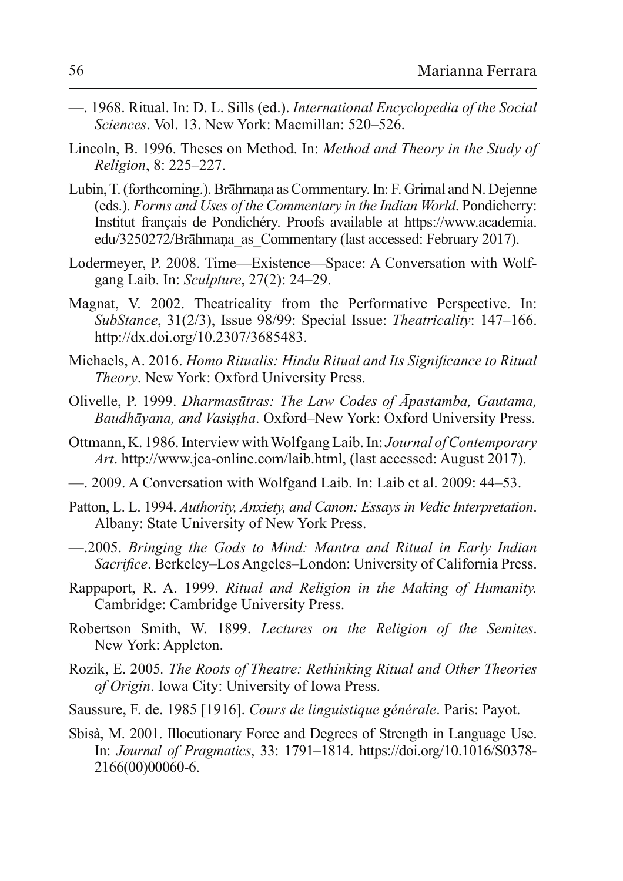—. 1968. Ritual. In: D. L. Sills (ed.). *International Encyclopedia of the Social Sciences*. Vol. 13. New York: Macmillan: 520–526.

Lincoln, B. 1996. Theses on Method. In: *Method and Theory in the Study of Religion*, 8: 225–227.

Lubin, T. (forthcoming.). Brāhmaṇa as Commentary. In: F. Grimal and N. Dejenne (eds.). *Forms and Uses of the Commentary in the Indian World*. Pondicherry: Institut français de Pondichéry. Proofs available at https://www.academia.edu/3250272/Brāhmaṇa_as_Commentary (last accessed: February 2017).

Lodermeyer, P. 2008. Time—Existence—Space: A Conversation with Wolfgang Laib. In: *Sculpture*, 27(2): 24–29.

Magnat, V. 2002. Theatricality from the Performative Perspective. In: *SubStance*, 31(2/3), Issue 98/99: Special Issue: *Theatricality*: 147–166. http://dx.doi.org/10.2307/3685483.

Michaels, A. 2016. *Homo Ritualis: Hindu Ritual and Its Significance to Ritual Theory*. New York: Oxford University Press.

Olivelle, P. 1999. *Dharmasūtras: The Law Codes of Āpastamba, Gautama, Baudhāyana, and Vasiṣṭha*. Oxford–New York: Oxford University Press.

Ottmann, K. 1986. Interview with Wolfgang Laib. In: *Journal of Contemporary Art*. http://www.jca-online.com/laib.html, (last accessed: August 2017).

—. 2009. A Conversation with Wolfgand Laib. In: Laib et al. 2009: 44–53.

Patton, L. L. 1994. *Authority, Anxiety, and Canon: Essays in Vedic Interpretation*. Albany: State University of New York Press.

—.2005. *Bringing the Gods to Mind: Mantra and Ritual in Early Indian Sacrifice*. Berkeley–Los Angeles–London: University of California Press.

Rappaport, R. A. 1999. *Ritual and Religion in the Making of Humanity.* Cambridge: Cambridge University Press.

Robertson Smith, W. 1899. *Lectures on the Religion of the Semites*. New York: Appleton.

Rozik, E. 2005*. The Roots of Theatre: Rethinking Ritual and Other Theories of Origin*. Iowa City: University of Iowa Press.

Saussure, F. de. 1985 [1916]. *Cours de linguistique générale*. Paris: Payot.

Sbisà, M. 2001. Illocutionary Force and Degrees of Strength in Language Use. In: *Journal of Pragmatics*, 33: 1791–1814. https://doi.org/10.1016/S0378-2166(00)00060-6.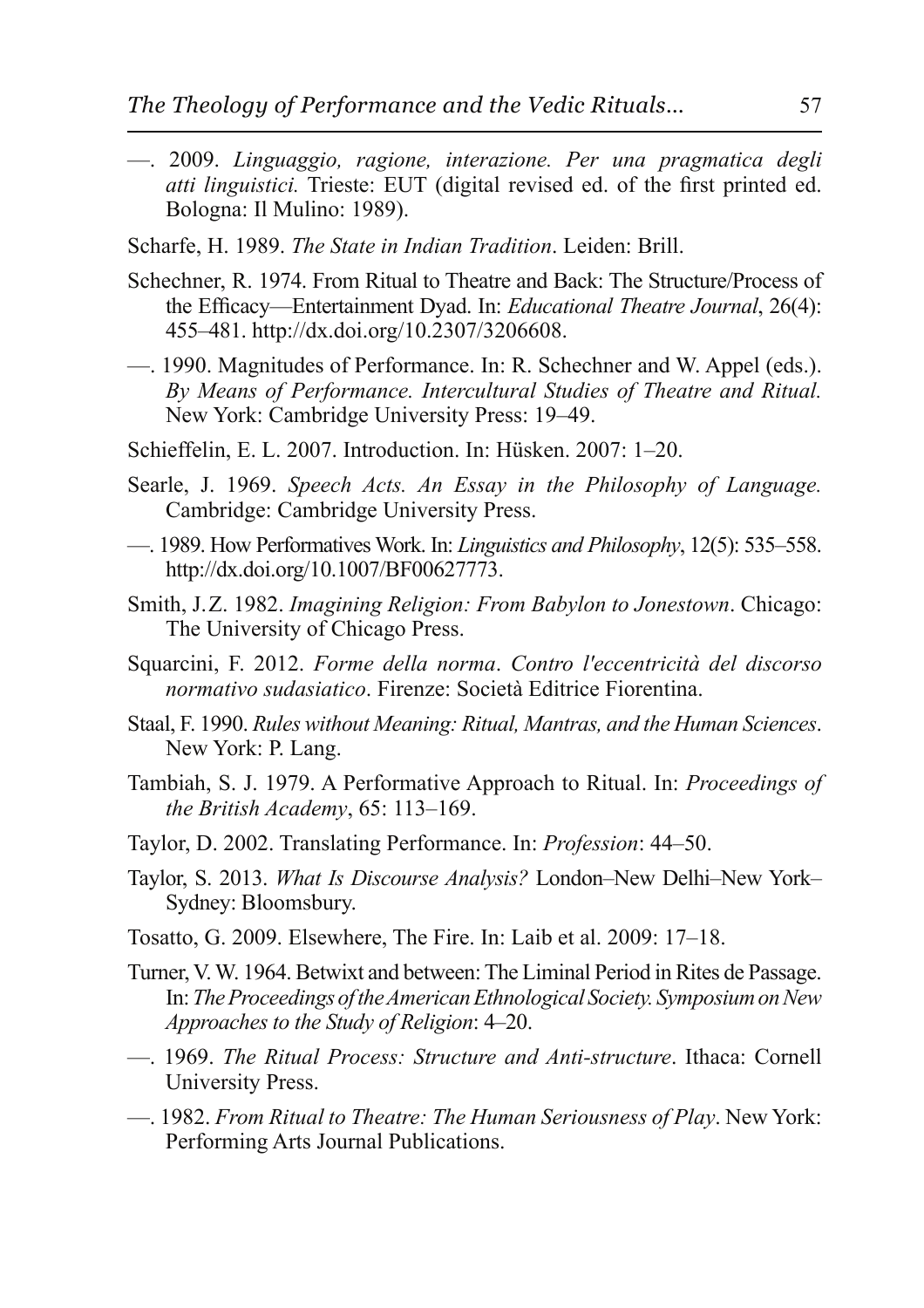—. 2009. *Linguaggio, ragione, interazione. Per una pragmatica degli atti linguistici.* Trieste: EUT (digital revised ed. of the first printed ed. Bologna: Il Mulino: 1989).

Scharfe, H. 1989. *The State in Indian Tradition*. Leiden: Brill.

Schechner, R. 1974. From Ritual to Theatre and Back: The Structure/Process of the Efficacy—Entertainment Dyad. In: *Educational Theatre Journal*, 26(4): 455–481. http://dx.doi.org/10.2307/3206608.

—. 1990. Magnitudes of Performance. In: R. Schechner and W. Appel (eds.). *By Means of Performance. Intercultural Studies of Theatre and Ritual.* New York: Cambridge University Press: 19–49.

Schieffelin, E. L. 2007. Introduction. In: Hüsken. 2007: 1–20.

Searle, J. 1969. *Speech Acts. An Essay in the Philosophy of Language.* Cambridge: Cambridge University Press.

—. 1989. How Performatives Work. In: *Linguistics and Philosophy*, 12(5): 535–558. http://dx.doi.org/10.1007/BF00627773.

Smith, J.Z. 1982. *Imagining Religion: From Babylon to Jonestown*. Chicago: The University of Chicago Press.

Squarcini, F. 2012. *Forme della norma. Contro l'eccentricità del discorso normativo sudasiatico*. Firenze: Società Editrice Fiorentina.

Staal, F. 1990. *Rules without Meaning: Ritual, Mantras, and the Human Sciences*. New York: P. Lang.

Tambiah, S. J. 1979. A Performative Approach to Ritual. In: *Proceedings of the British Academy*, 65: 113–169.

Taylor, D. 2002. Translating Performance. In: *Profession*: 44–50.

Taylor, S. 2013. *What Is Discourse Analysis?* London–New Delhi–New York–Sydney: Bloomsbury.

Tosatto, G. 2009. Elsewhere, The Fire. In: Laib et al. 2009: 17–18.

Turner, V. W. 1964. Betwixt and between: The Liminal Period in Rites de Passage. In: *The Proceedings of the American Ethnological Society. Symposium on New Approaches to the Study of Religion*: 4–20.

—. 1969. *The Ritual Process: Structure and Anti-structure*. Ithaca: Cornell University Press.

—. 1982. *From Ritual to Theatre: The Human Seriousness of Play*. New York: Performing Arts Journal Publications.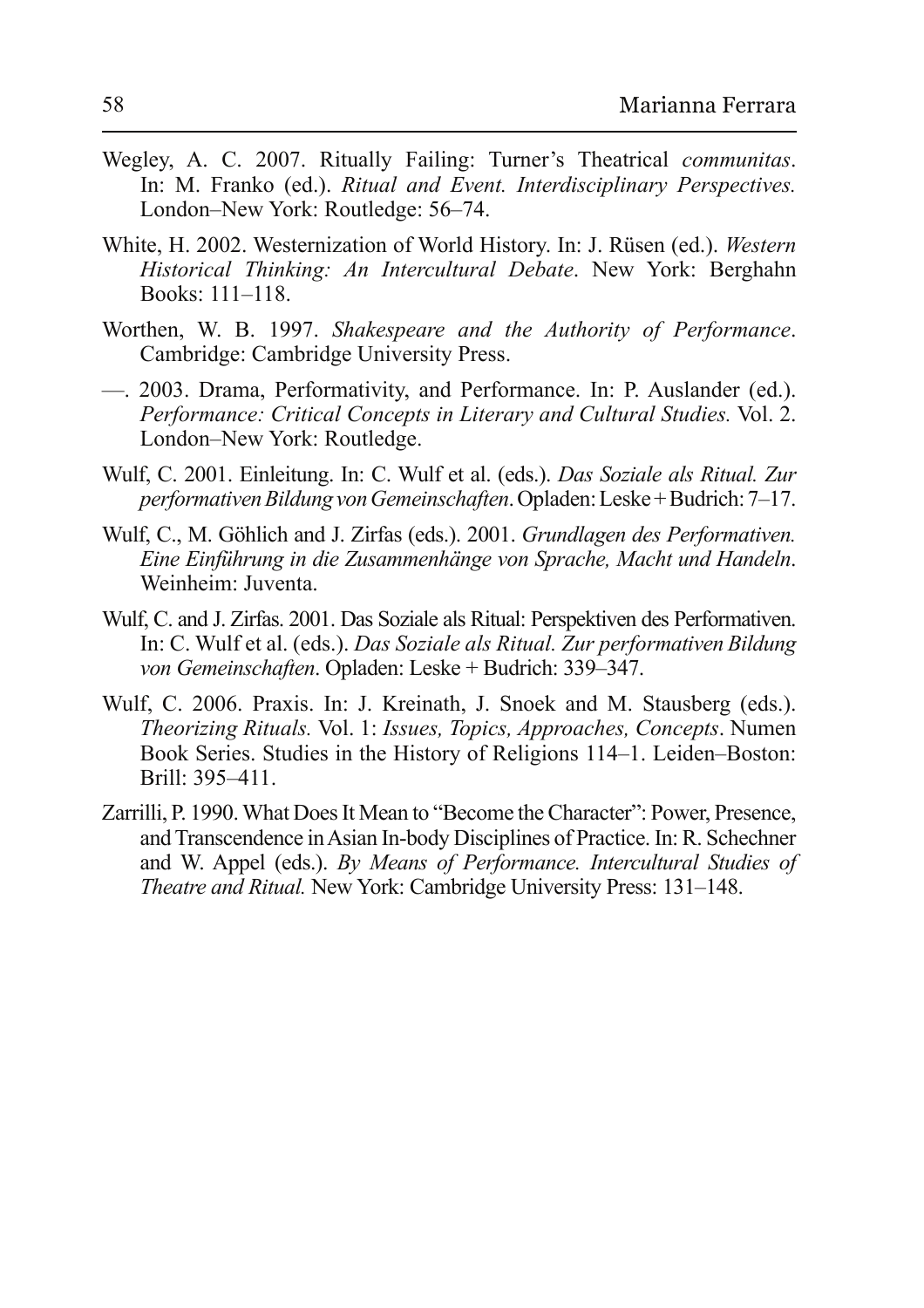Wegley, A. C. 2007. Ritually Failing: Turner's Theatrical *communitas*. In: M. Franko (ed.). *Ritual and Event. Interdisciplinary Perspectives.* London–New York: Routledge: 56–74.

White, H. 2002. Westernization of World History. In: J. Rüsen (ed.). *Western Historical Thinking: An Intercultural Debate*. New York: Berghahn Books: 111–118.

Worthen, W. B. 1997. *Shakespeare and the Authority of Performance*. Cambridge: Cambridge University Press.

—. 2003. Drama, Performativity, and Performance. In: P. Auslander (ed.). *Performance: Critical Concepts in Literary and Cultural Studies.* Vol. 2. London–New York: Routledge.

Wulf, C. 2001. Einleitung. In: C. Wulf et al. (eds.). *Das Soziale als Ritual. Zur performativen Bildung von Gemeinschaften*. Opladen: Leske + Budrich: 7–17.

Wulf, C., M. Göhlich and J. Zirfas (eds.). 2001. *Grundlagen des Performativen. Eine Einführung in die Zusammenhänge von Sprache, Macht und Handeln*. Weinheim: Juventa.

Wulf, C. and J. Zirfas. 2001. Das Soziale als Ritual: Perspektiven des Performativen. In: C. Wulf et al. (eds.). *Das Soziale als Ritual. Zur performativen Bildung von Gemeinschaften*. Opladen: Leske + Budrich: 339–347.

Wulf, C. 2006. Praxis. In: J. Kreinath, J. Snoek and M. Stausberg (eds.). *Theorizing Rituals.* Vol. 1: *Issues, Topics, Approaches, Concepts*. Numen Book Series. Studies in the History of Religions 114–1. Leiden–Boston: Brill: 395–411.

Zarrilli, P. 1990. What Does It Mean to "Become the Character": Power, Presence, and Transcendence in Asian In-body Disciplines of Practice. In: R. Schechner and W. Appel (eds.). *By Means of Performance. Intercultural Studies of Theatre and Ritual.* New York: Cambridge University Press: 131–148.